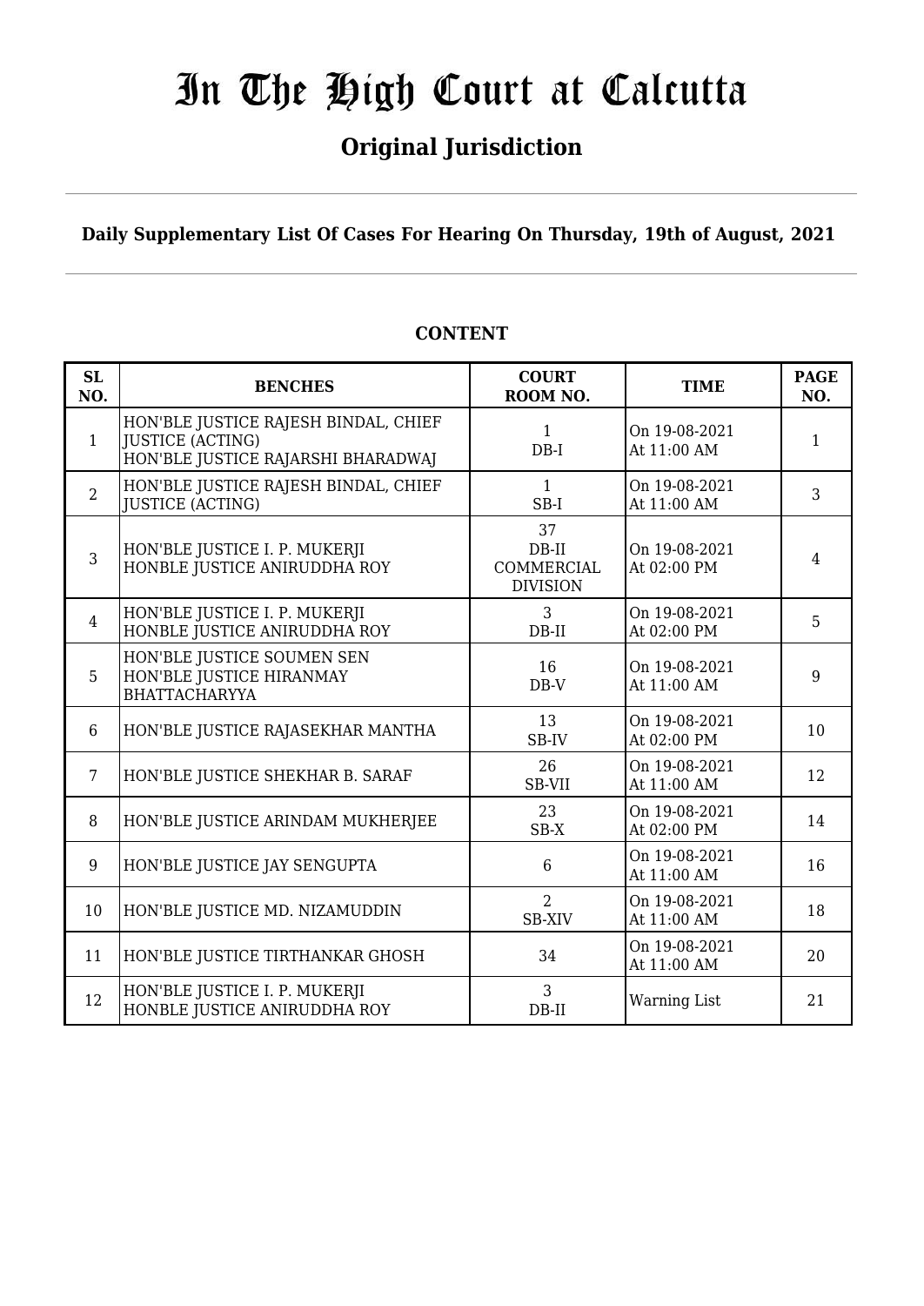# In The High Court at Calcutta

## Original Jurisdiction

**Daily Supplementary List Of Cases For Hearing On Thursday, 19th of August, 2021**

### CONTENT

| SL NO. | BENCHES | COURT ROOM NO. | TIME | PAGE NO. |
|---|---|---|---|---|
| 1 | HON'BLE JUSTICE RAJESH BINDAL, CHIEF JUSTICE (ACTING)<br>HON'BLE JUSTICE RAJARSHI BHARADWAJ | 1<br>DB-I | On 19-08-2021<br>At 11:00 AM | 1 |
| 2 | HON'BLE JUSTICE RAJESH BINDAL, CHIEF JUSTICE (ACTING) | 1<br>SB-I | On 19-08-2021<br>At 11:00 AM | 3 |
| 3 | HON'BLE JUSTICE I. P. MUKERJI<br>HONBLE JUSTICE ANIRUDDHA ROY | 37<br>DB-II<br>COMMERCIAL DIVISION | On 19-08-2021<br>At 02:00 PM | 4 |
| 4 | HON'BLE JUSTICE I. P. MUKERJI<br>HONBLE JUSTICE ANIRUDDHA ROY | 3<br>DB-II | On 19-08-2021<br>At 02:00 PM | 5 |
| 5 | HON'BLE JUSTICE SOUMEN SEN<br>HON'BLE JUSTICE HIRANMAY BHATTACHARYYA | 16<br>DB-V | On 19-08-2021<br>At 11:00 AM | 9 |
| 6 | HON'BLE JUSTICE RAJASEKHAR MANTHA | 13<br>SB-IV | On 19-08-2021<br>At 02:00 PM | 10 |
| 7 | HON'BLE JUSTICE SHEKHAR B. SARAF | 26<br>SB-VII | On 19-08-2021<br>At 11:00 AM | 12 |
| 8 | HON'BLE JUSTICE ARINDAM MUKHERJEE | 23<br>SB-X | On 19-08-2021<br>At 02:00 PM | 14 |
| 9 | HON'BLE JUSTICE JAY SENGUPTA | 6 | On 19-08-2021<br>At 11:00 AM | 16 |
| 10 | HON'BLE JUSTICE MD. NIZAMUDDIN | 2<br>SB-XIV | On 19-08-2021<br>At 11:00 AM | 18 |
| 11 | HON'BLE JUSTICE TIRTHANKAR GHOSH | 34 | On 19-08-2021<br>At 11:00 AM | 20 |
| 12 | HON'BLE JUSTICE I. P. MUKERJI<br>HONBLE JUSTICE ANIRUDDHA ROY | 3<br>DB-II | Warning List | 21 |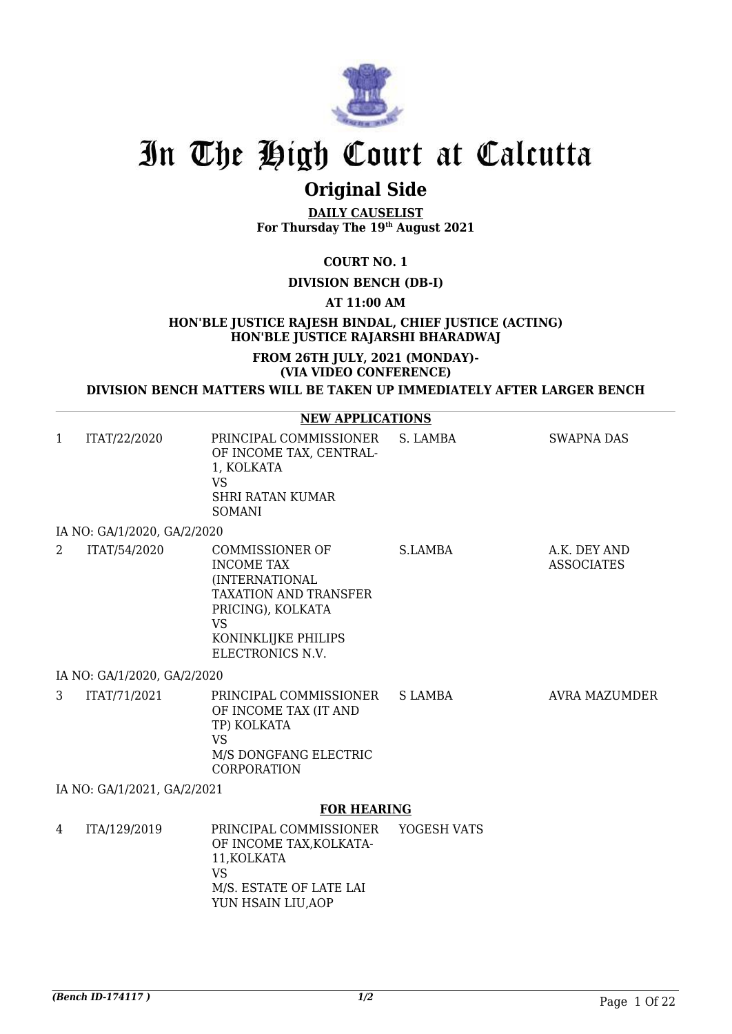# In The High Court at Calcutta

## Original Side

**DAILY CAUSELIST**
**For Thursday The 19th August 2021**

**COURT NO. 1**

**DIVISION BENCH (DB-I)**

**AT 11:00 AM**

**HON'BLE JUSTICE RAJESH BINDAL, CHIEF JUSTICE (ACTING)**
**HON'BLE JUSTICE RAJARSHI BHARADWAJ**

**FROM 26TH JULY, 2021 (MONDAY)-**
**(VIA VIDEO CONFERENCE)**

**DIVISION BENCH MATTERS WILL BE TAKEN UP IMMEDIATELY AFTER LARGER BENCH**

**NEW APPLICATIONS**

| | | | | |
|---|---|---|---|---|
| 1 | ITAT/22/2020 | PRINCIPAL COMMISSIONER OF INCOME TAX, CENTRAL-1, KOLKATA VS SHRI RATAN KUMAR SOMANI | S. LAMBA | SWAPNA DAS |
| IA NO: GA/1/2020, GA/2/2020 | | | | |
| 2 | ITAT/54/2020 | COMMISSIONER OF INCOME TAX (INTERNATIONAL TAXATION AND TRANSFER PRICING), KOLKATA VS KONINKLIJKE PHILIPS ELECTRONICS N.V. | S.LAMBA | A.K. DEY AND ASSOCIATES |
| IA NO: GA/1/2020, GA/2/2020 | | | | |
| 3 | ITAT/71/2021 | PRINCIPAL COMMISSIONER OF INCOME TAX (IT AND TP) KOLKATA VS M/S DONGFANG ELECTRIC CORPORATION | S LAMBA | AVRA MAZUMDER |
| IA NO: GA/1/2021, GA/2/2021 | | | | |

**FOR HEARING**

| | | | | |
|---|---|---|---|---|
| 4 | ITA/129/2019 | PRINCIPAL COMMISSIONER OF INCOME TAX,KOLKATA-11,KOLKATA VS M/S. ESTATE OF LATE LAI YUN HSAIN LIU,AOP | YOGESH VATS | |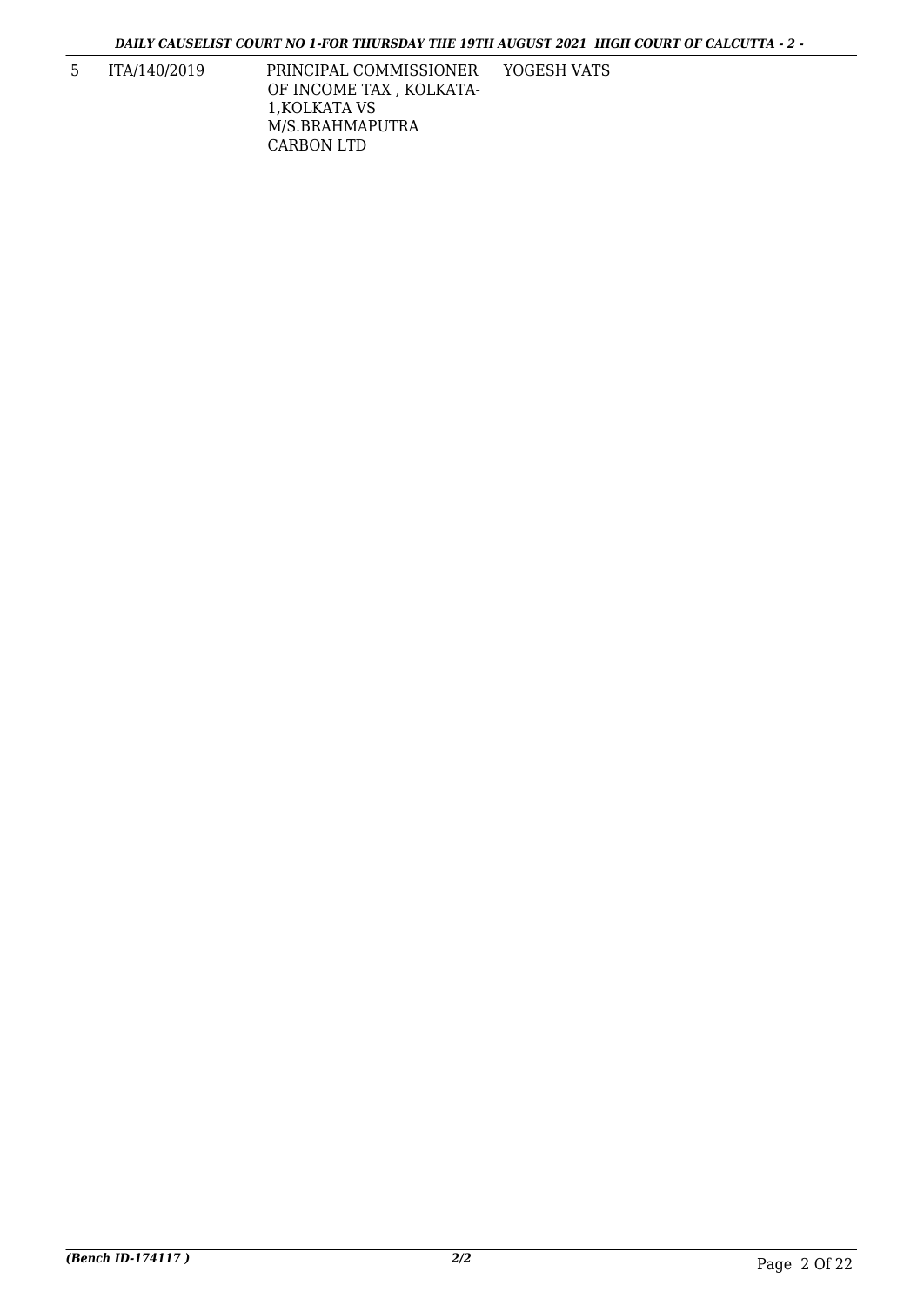| 5 | ITA/140/2019 | PRINCIPAL COMMISSIONER OF INCOME TAX , KOLKATA-1,KOLKATA VS M/S.BRAHMAPUTRA CARBON LTD | YOGESH VATS |
|---|---|---|---|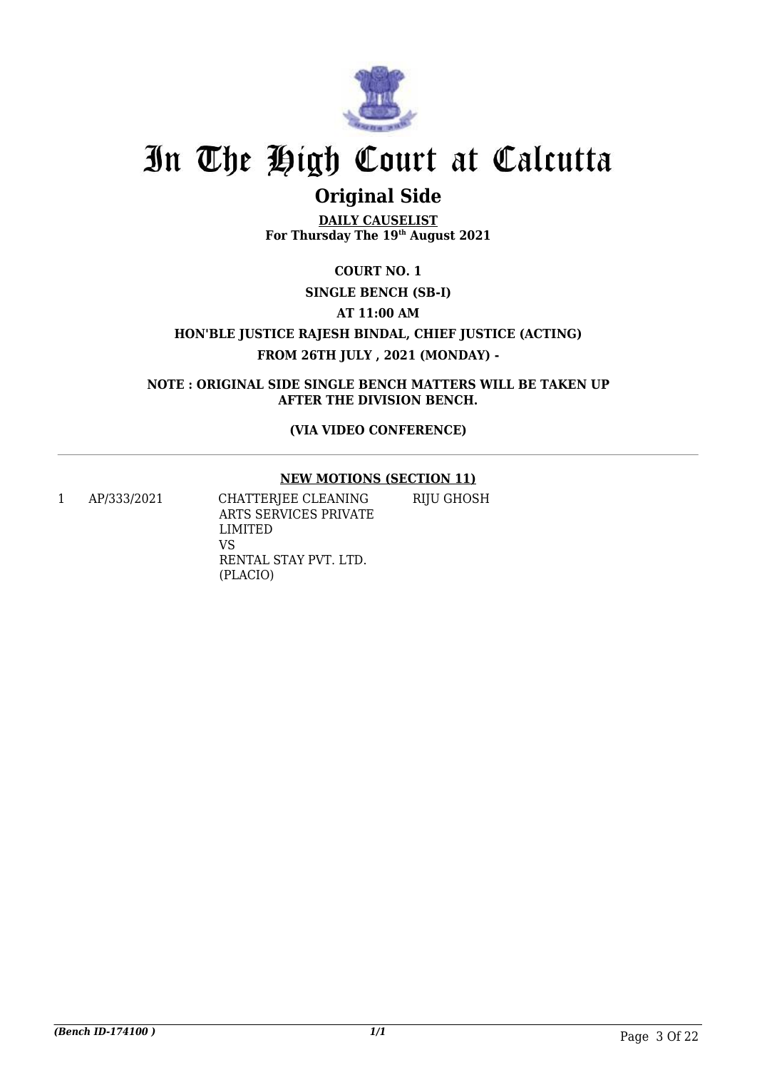# In The High Court at Calcutta

## Original Side

**DAILY CAUSELIST**
**For Thursday The 19th August 2021**

**COURT NO. 1**

**SINGLE BENCH (SB-I)**

**AT 11:00 AM**

**HON'BLE JUSTICE RAJESH BINDAL, CHIEF JUSTICE (ACTING)**

**FROM 26TH JULY , 2021 (MONDAY) -**

**NOTE : ORIGINAL SIDE SINGLE BENCH MATTERS WILL BE TAKEN UP AFTER THE DIVISION BENCH.**

**(VIA VIDEO CONFERENCE)**

---

**NEW MOTIONS (SECTION 11)**

| | | | |
|---|---|---|---|
| 1 | AP/333/2021 | CHATTERJEE CLEANING ARTS SERVICES PRIVATE LIMITED<br>VS<br>RENTAL STAY PVT. LTD. (PLACIO) | RIJU GHOSH |

*(Bench ID-174100 )* 1/1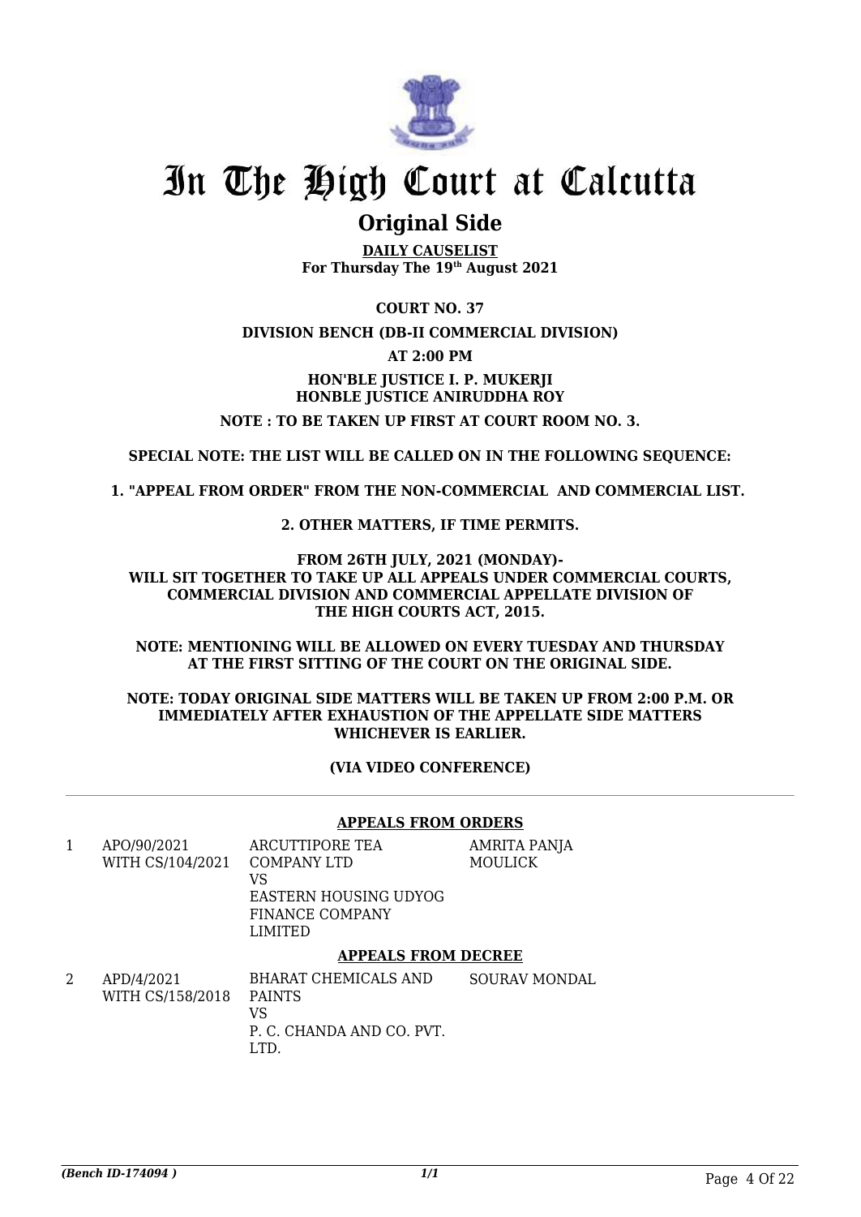# In The High Court at Calcutta

## Original Side

**DAILY CAUSELIST**
**For Thursday The 19th August 2021**

**COURT NO. 37**

**DIVISION BENCH (DB-II COMMERCIAL DIVISION)**

**AT 2:00 PM**

**HON'BLE JUSTICE I. P. MUKERJI**
**HONBLE JUSTICE ANIRUDDHA ROY**

**NOTE : TO BE TAKEN UP FIRST AT COURT ROOM NO. 3.**

**SPECIAL NOTE: THE LIST WILL BE CALLED ON IN THE FOLLOWING SEQUENCE:**

**1. "APPEAL FROM ORDER" FROM THE NON-COMMERCIAL AND COMMERCIAL LIST.**

**2. OTHER MATTERS, IF TIME PERMITS.**

**FROM 26TH JULY, 2021 (MONDAY)-**
**WILL SIT TOGETHER TO TAKE UP ALL APPEALS UNDER COMMERCIAL COURTS, COMMERCIAL DIVISION AND COMMERCIAL APPELLATE DIVISION OF THE HIGH COURTS ACT, 2015.**

**NOTE: MENTIONING WILL BE ALLOWED ON EVERY TUESDAY AND THURSDAY AT THE FIRST SITTING OF THE COURT ON THE ORIGINAL SIDE.**

**NOTE: TODAY ORIGINAL SIDE MATTERS WILL BE TAKEN UP FROM 2:00 P.M. OR IMMEDIATELY AFTER EXHAUSTION OF THE APPELLATE SIDE MATTERS WHICHEVER IS EARLIER.**

**(VIA VIDEO CONFERENCE)**

**APPEALS FROM ORDERS**

| | | | |
|---|---|---|---|
| 1 | APO/90/2021 WITH CS/104/2021 | ARCUTTIPORE TEA COMPANY LTD VS EASTERN HOUSING UDYOG FINANCE COMPANY LIMITED | AMRITA PANJA MOULICK |

**APPEALS FROM DECREE**

| | | | |
|---|---|---|---|
| 2 | APD/4/2021 WITH CS/158/2018 | BHARAT CHEMICALS AND PAINTS VS P. C. CHANDA AND CO. PVT. LTD. | SOURAV MONDAL |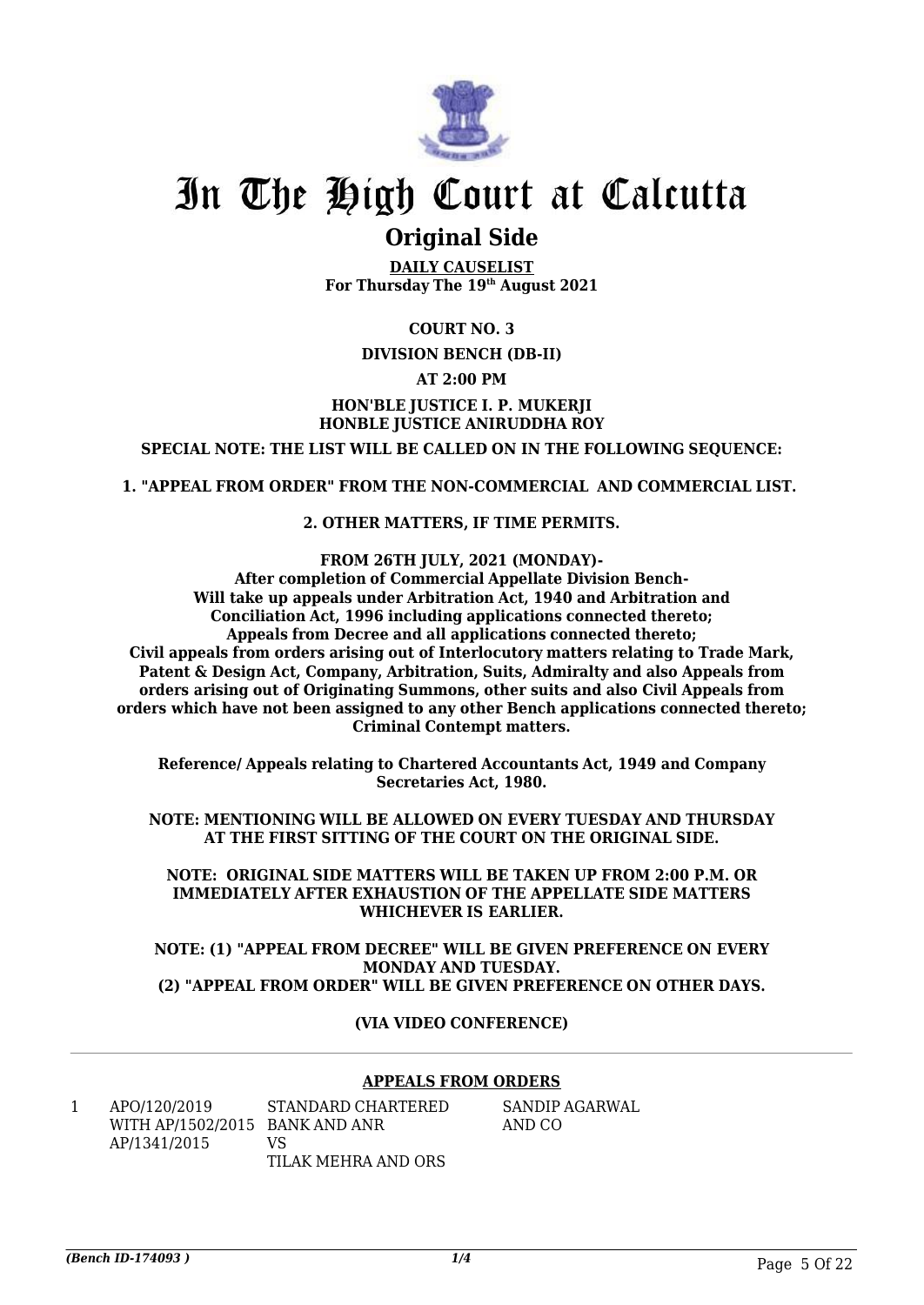# In The High Court at Calcutta

## Original Side

**DAILY CAUSELIST**
**For Thursday The 19th August 2021**

**COURT NO. 3**

**DIVISION BENCH (DB-II)**

**AT 2:00 PM**

**HON'BLE JUSTICE I. P. MUKERJI**
**HONBLE JUSTICE ANIRUDDHA ROY**

**SPECIAL NOTE: THE LIST WILL BE CALLED ON IN THE FOLLOWING SEQUENCE:**

**1. "APPEAL FROM ORDER" FROM THE NON-COMMERCIAL AND COMMERCIAL LIST.**

**2. OTHER MATTERS, IF TIME PERMITS.**

**FROM 26TH JULY, 2021 (MONDAY)-**
**After completion of Commercial Appellate Division Bench-**
**Will take up appeals under Arbitration Act, 1940 and Arbitration and Conciliation Act, 1996 including applications connected thereto;**
**Appeals from Decree and all applications connected thereto;**
**Civil appeals from orders arising out of Interlocutory matters relating to Trade Mark, Patent & Design Act, Company, Arbitration, Suits, Admiralty and also Appeals from orders arising out of Originating Summons, other suits and also Civil Appeals from orders which have not been assigned to any other Bench applications connected thereto; Criminal Contempt matters.**

**Reference/ Appeals relating to Chartered Accountants Act, 1949 and Company Secretaries Act, 1980.**

**NOTE: MENTIONING WILL BE ALLOWED ON EVERY TUESDAY AND THURSDAY AT THE FIRST SITTING OF THE COURT ON THE ORIGINAL SIDE.**

**NOTE: ORIGINAL SIDE MATTERS WILL BE TAKEN UP FROM 2:00 P.M. OR IMMEDIATELY AFTER EXHAUSTION OF THE APPELLATE SIDE MATTERS WHICHEVER IS EARLIER.**

**NOTE: (1) "APPEAL FROM DECREE" WILL BE GIVEN PREFERENCE ON EVERY MONDAY AND TUESDAY.**
**(2) "APPEAL FROM ORDER" WILL BE GIVEN PREFERENCE ON OTHER DAYS.**

**(VIA VIDEO CONFERENCE)**

---

**APPEALS FROM ORDERS**

| | | | |
|---|---|---|---|
| 1 | APO/120/2019<br>WITH AP/1502/2015<br>AP/1341/2015 | STANDARD CHARTERED BANK AND ANR<br>VS<br>TILAK MEHRA AND ORS | SANDIP AGARWAL AND CO |

*(Bench ID-174093 )* 1/4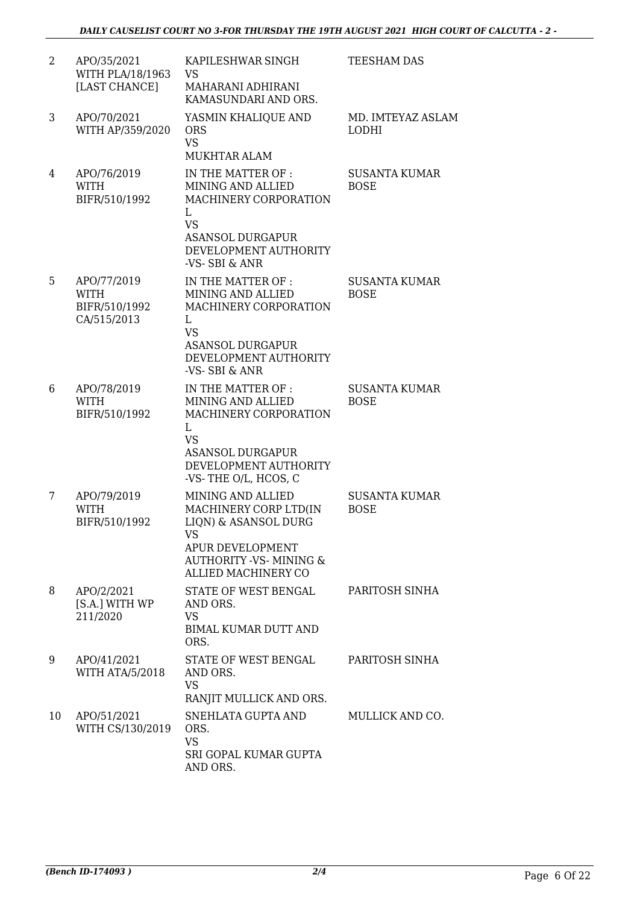| 2 | APO/35/2021 WITH PLA/18/1963 [LAST CHANCE] | KAPILESHWAR SINGH<br>VS<br>MAHARANI ADHIRANI KAMASUNDARI AND ORS. | TEESHAM DAS |
|---|---|---|---|
| 3 | APO/70/2021 WITH AP/359/2020 | YASMIN KHALIQUE AND ORS<br>VS<br>MUKHTAR ALAM | MD. IMTEYAZ ASLAM LODHI |
| 4 | APO/76/2019 WITH BIFR/510/1992 | IN THE MATTER OF : MINING AND ALLIED MACHINERY CORPORATION L<br>VS<br>ASANSOL DURGAPUR DEVELOPMENT AUTHORITY -VS- SBI & ANR | SUSANTA KUMAR BOSE |
| 5 | APO/77/2019 WITH BIFR/510/1992 CA/515/2013 | IN THE MATTER OF : MINING AND ALLIED MACHINERY CORPORATION L<br>VS<br>ASANSOL DURGAPUR DEVELOPMENT AUTHORITY -VS- SBI & ANR | SUSANTA KUMAR BOSE |
| 6 | APO/78/2019 WITH BIFR/510/1992 | IN THE MATTER OF : MINING AND ALLIED MACHINERY CORPORATION L<br>VS<br>ASANSOL DURGAPUR DEVELOPMENT AUTHORITY -VS- THE O/L, HCOS, C | SUSANTA KUMAR BOSE |
| 7 | APO/79/2019 WITH BIFR/510/1992 | MINING AND ALLIED MACHINERY CORP LTD(IN LIQN) & ASANSOL DURG<br>VS<br>APUR DEVELOPMENT AUTHORITY -VS- MINING & ALLIED MACHINERY CO | SUSANTA KUMAR BOSE |
| 8 | APO/2/2021 [S.A.] WITH WP 211/2020 | STATE OF WEST BENGAL AND ORS.<br>VS<br>BIMAL KUMAR DUTT AND ORS. | PARITOSH SINHA |
| 9 | APO/41/2021 WITH ATA/5/2018 | STATE OF WEST BENGAL AND ORS.<br>VS<br>RANJIT MULLICK AND ORS. | PARITOSH SINHA |
| 10 | APO/51/2021 WITH CS/130/2019 | SNEHLATA GUPTA AND ORS.<br>VS<br>SRI GOPAL KUMAR GUPTA AND ORS. | MULLICK AND CO. |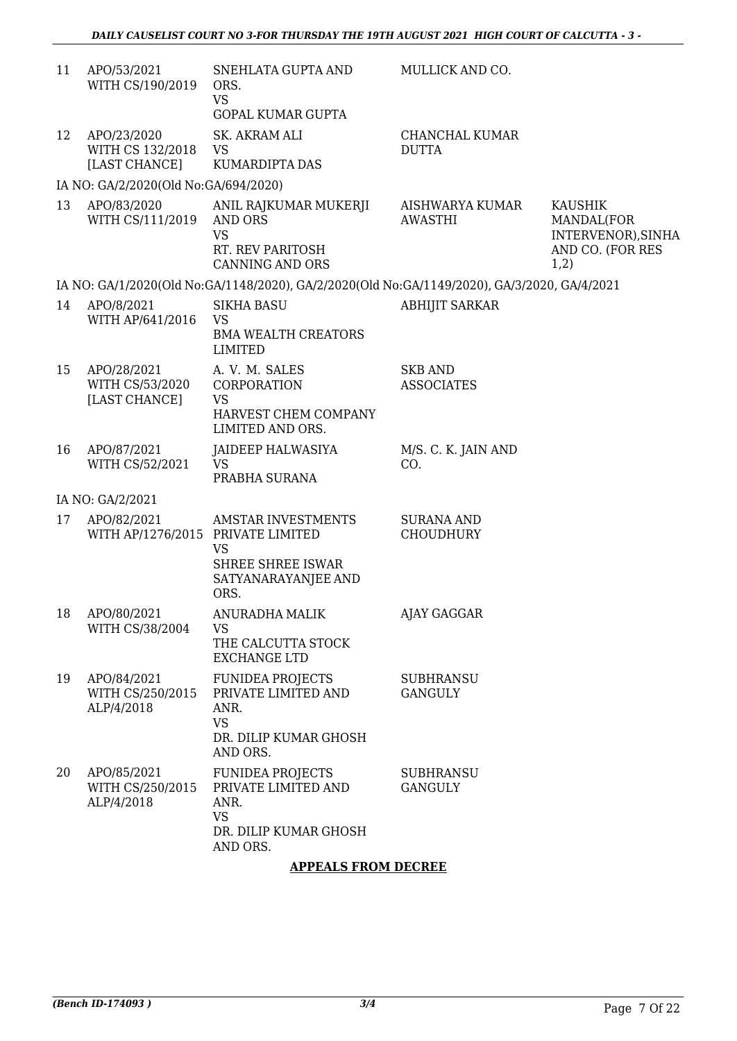| | | | | |
|---|---|---|---|---|
| 11 | APO/53/2021 WITH CS/190/2019 | SNEHLATA GUPTA AND ORS. VS GOPAL KUMAR GUPTA | MULLICK AND CO. | |
| 12 | APO/23/2020 WITH CS 132/2018 [LAST CHANCE] | SK. AKRAM ALI VS KUMARDIPTA DAS | CHANCHAL KUMAR DUTTA | |
| IA NO: GA/2/2020(Old No:GA/694/2020) | | | | |
| 13 | APO/83/2020 WITH CS/111/2019 | ANIL RAJKUMAR MUKERJI AND ORS VS RT. REV PARITOSH CANNING AND ORS | AISHWARYA KUMAR AWASTHI | KAUSHIK MANDAL(FOR INTERVENOR),SINHA AND CO. (FOR RES 1,2) |
| IA NO: GA/1/2020(Old No:GA/1148/2020), GA/2/2020(Old No:GA/1149/2020), GA/3/2020, GA/4/2021 | | | | |
| 14 | APO/8/2021 WITH AP/641/2016 | SIKHA BASU VS BMA WEALTH CREATORS LIMITED | ABHIJIT SARKAR | |
| 15 | APO/28/2021 WITH CS/53/2020 [LAST CHANCE] | A. V. M. SALES CORPORATION VS HARVEST CHEM COMPANY LIMITED AND ORS. | SKB AND ASSOCIATES | |
| 16 | APO/87/2021 WITH CS/52/2021 | JAIDEEP HALWASIYA VS PRABHA SURANA | M/S. C. K. JAIN AND CO. | |
| IA NO: GA/2/2021 | | | | |
| 17 | APO/82/2021 WITH AP/1276/2015 | AMSTAR INVESTMENTS PRIVATE LIMITED VS SHREE SHREE ISWAR SATYANARAYANJEE AND ORS. | SURANA AND CHOUDHURY | |
| 18 | APO/80/2021 WITH CS/38/2004 | ANURADHA MALIK VS THE CALCUTTA STOCK EXCHANGE LTD | AJAY GAGGAR | |
| 19 | APO/84/2021 WITH CS/250/2015 ALP/4/2018 | FUNIDEA PROJECTS PRIVATE LIMITED AND ANR. VS DR. DILIP KUMAR GHOSH AND ORS. | SUBHRANSU GANGULY | |
| 20 | APO/85/2021 WITH CS/250/2015 ALP/4/2018 | FUNIDEA PROJECTS PRIVATE LIMITED AND ANR. VS DR. DILIP KUMAR GHOSH AND ORS. | SUBHRANSU GANGULY | |

**APPEALS FROM DECREE**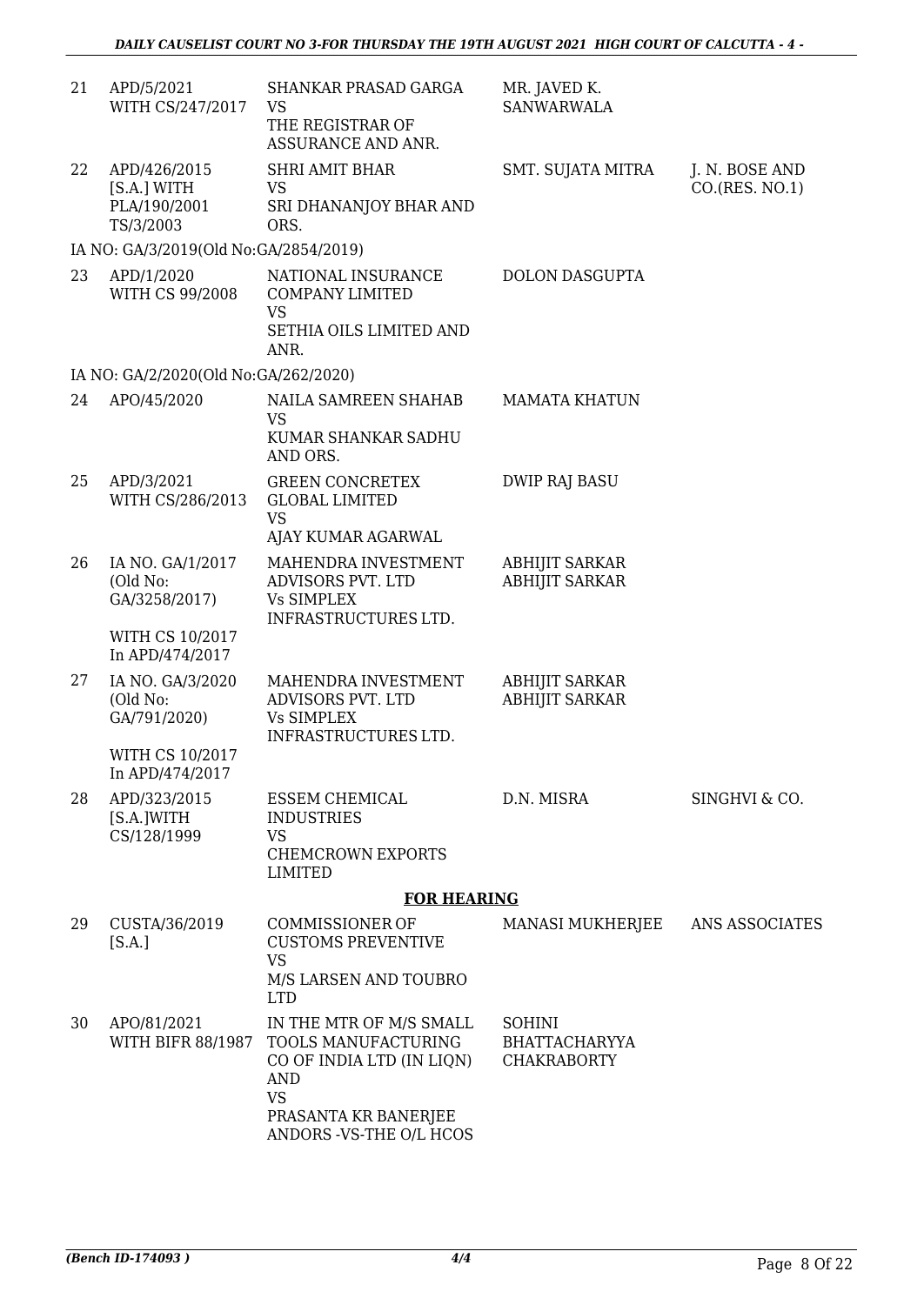| 21 | APD/5/2021 WITH CS/247/2017 | SHANKAR PRASAD GARGA VS THE REGISTRAR OF ASSURANCE AND ANR. | MR. JAVED K. SANWARWALA | |
|---|---|---|---|---|
| 22 | APD/426/2015 [S.A.] WITH PLA/190/2001 TS/3/2003 | SHRI AMIT BHAR VS SRI DHANANJOY BHAR AND ORS. | SMT. SUJATA MITRA | J. N. BOSE AND CO.(RES. NO.1) |
| | IA NO: GA/3/2019(Old No:GA/2854/2019) | | | |
| 23 | APD/1/2020 WITH CS 99/2008 | NATIONAL INSURANCE COMPANY LIMITED VS SETHIA OILS LIMITED AND ANR. | DOLON DASGUPTA | |
| | IA NO: GA/2/2020(Old No:GA/262/2020) | | | |
| 24 | APO/45/2020 | NAILA SAMREEN SHAHAB VS KUMAR SHANKAR SADHU AND ORS. | MAMATA KHATUN | |
| 25 | APD/3/2021 WITH CS/286/2013 | GREEN CONCRETEX GLOBAL LIMITED VS AJAY KUMAR AGARWAL | DWIP RAJ BASU | |
| 26 | IA NO. GA/1/2017 (Old No: GA/3258/2017) WITH CS 10/2017 In APD/474/2017 | MAHENDRA INVESTMENT ADVISORS PVT. LTD Vs SIMPLEX INFRASTRUCTURES LTD. | ABHIJIT SARKAR ABHIJIT SARKAR | |
| 27 | IA NO. GA/3/2020 (Old No: GA/791/2020) WITH CS 10/2017 In APD/474/2017 | MAHENDRA INVESTMENT ADVISORS PVT. LTD Vs SIMPLEX INFRASTRUCTURES LTD. | ABHIJIT SARKAR ABHIJIT SARKAR | |
| 28 | APD/323/2015 [S.A.]WITH CS/128/1999 | ESSEM CHEMICAL INDUSTRIES VS CHEMCROWN EXPORTS LIMITED | D.N. MISRA | SINGHVI & CO. |
| | **FOR HEARING** | | | |
| 29 | CUSTA/36/2019 [S.A.] | COMMISSIONER OF CUSTOMS PREVENTIVE VS M/S LARSEN AND TOUBRO LTD | MANASI MUKHERJEE | ANS ASSOCIATES |
| 30 | APO/81/2021 WITH BIFR 88/1987 | IN THE MTR OF M/S SMALL TOOLS MANUFACTURING CO OF INDIA LTD (IN LIQN) AND VS PRASANTA KR BANERJEE ANDORS -VS-THE O/L HCOS | SOHINI BHATTACHARYYA CHAKRABORTY | |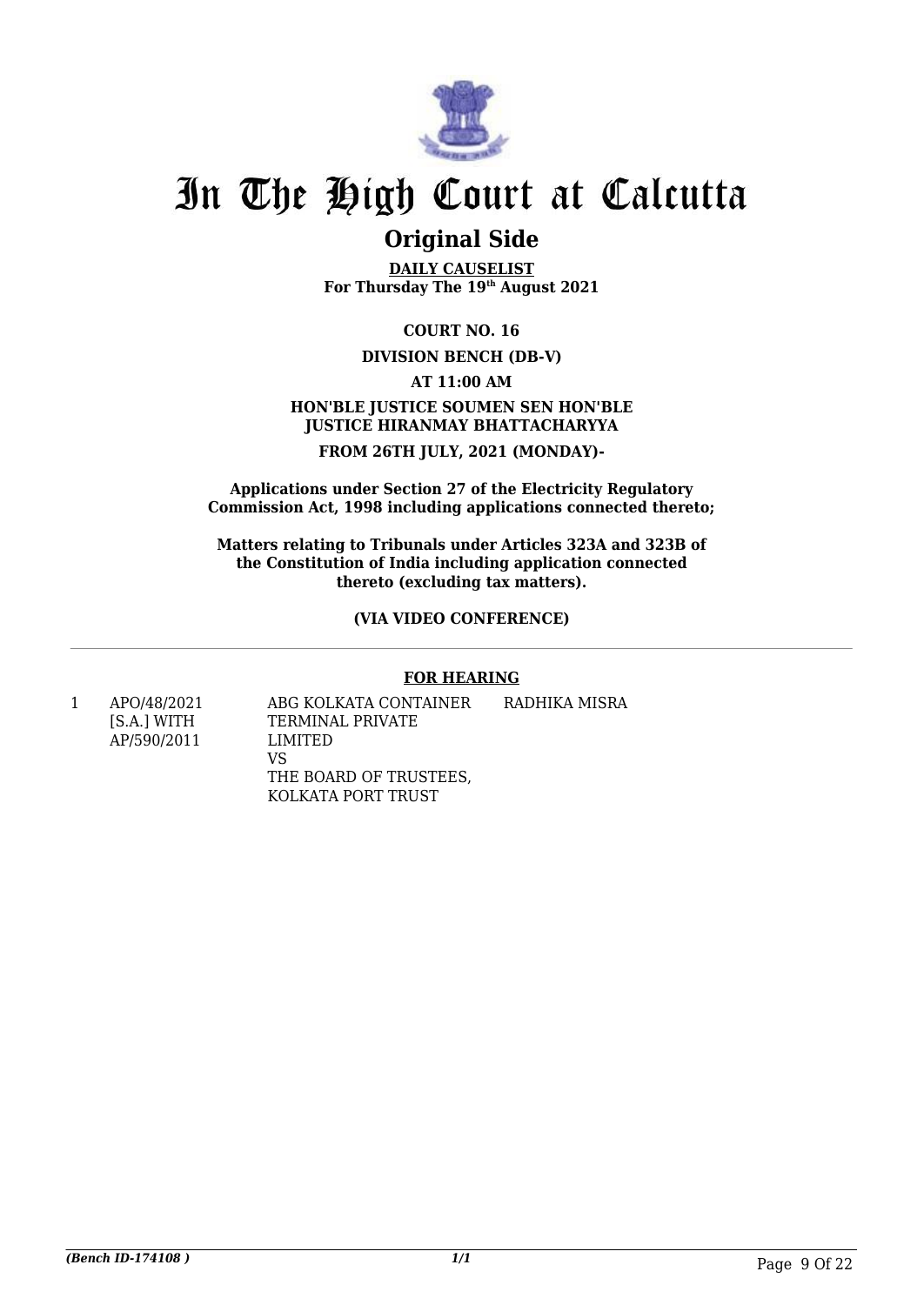# In The High Court at Calcutta

## Original Side

**DAILY CAUSELIST**
**For Thursday The 19th August 2021**

**COURT NO. 16**

**DIVISION BENCH (DB-V)**

**AT 11:00 AM**

**HON'BLE JUSTICE SOUMEN SEN HON'BLE JUSTICE HIRANMAY BHATTACHARYYA**

**FROM 26TH JULY, 2021 (MONDAY)-**

**Applications under Section 27 of the Electricity Regulatory Commission Act, 1998 including applications connected thereto;**

**Matters relating to Tribunals under Articles 323A and 323B of the Constitution of India including application connected thereto (excluding tax matters).**

**(VIA VIDEO CONFERENCE)**

---

**FOR HEARING**

| | | | |
|---|---|---|---|
| 1 | APO/48/2021 [S.A.] WITH AP/590/2011 | ABG KOLKATA CONTAINER TERMINAL PRIVATE LIMITED VS THE BOARD OF TRUSTEES, KOLKATA PORT TRUST | RADHIKA MISRA |

*(Bench ID-174108 )* 1/1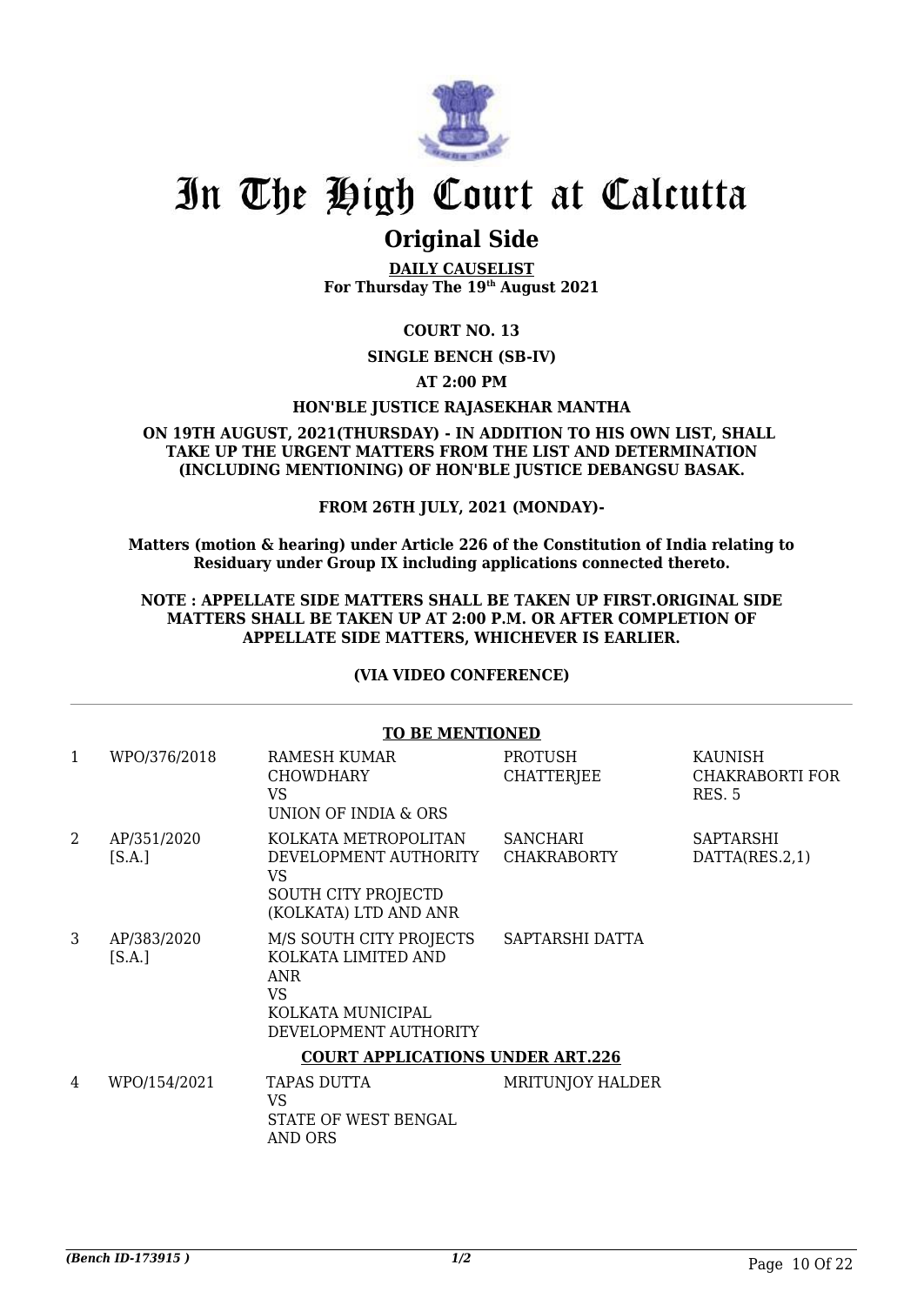# In The High Court at Calcutta

## Original Side

**DAILY CAUSELIST**
**For Thursday The 19th August 2021**

**COURT NO. 13**

**SINGLE BENCH (SB-IV)**

**AT 2:00 PM**

**HON'BLE JUSTICE RAJASEKHAR MANTHA**

**ON 19TH AUGUST, 2021(THURSDAY) - IN ADDITION TO HIS OWN LIST, SHALL TAKE UP THE URGENT MATTERS FROM THE LIST AND DETERMINATION (INCLUDING MENTIONING) OF HON'BLE JUSTICE DEBANGSU BASAK.**

**FROM 26TH JULY, 2021 (MONDAY)-**

**Matters (motion & hearing) under Article 226 of the Constitution of India relating to Residuary under Group IX including applications connected thereto.**

**NOTE : APPELLATE SIDE MATTERS SHALL BE TAKEN UP FIRST.ORIGINAL SIDE MATTERS SHALL BE TAKEN UP AT 2:00 P.M. OR AFTER COMPLETION OF APPELLATE SIDE MATTERS, WHICHEVER IS EARLIER.**

**(VIA VIDEO CONFERENCE)**

**TO BE MENTIONED**

| | | | | |
|---|---|---|---|---|
| 1 | WPO/376/2018 | RAMESH KUMAR CHOWDHARY<br>VS<br>UNION OF INDIA & ORS | PROTUSH CHATTERJEE | KAUNISH CHAKRABORTI FOR RES. 5 |
| 2 | AP/351/2020 [S.A.] | KOLKATA METROPOLITAN DEVELOPMENT AUTHORITY<br>VS<br>SOUTH CITY PROJECTD (KOLKATA) LTD AND ANR | SANCHARI CHAKRABORTY | SAPTARSHI DATTA(RES.2,1) |
| 3 | AP/383/2020 [S.A.] | M/S SOUTH CITY PROJECTS KOLKATA LIMITED AND ANR<br>VS<br>KOLKATA MUNICIPAL DEVELOPMENT AUTHORITY | SAPTARSHI DATTA | |

**COURT APPLICATIONS UNDER ART.226**

| | | | | |
|---|---|---|---|---|
| 4 | WPO/154/2021 | TAPAS DUTTA<br>VS<br>STATE OF WEST BENGAL AND ORS | MRITUNJOY HALDER | |

*(Bench ID-173915 )*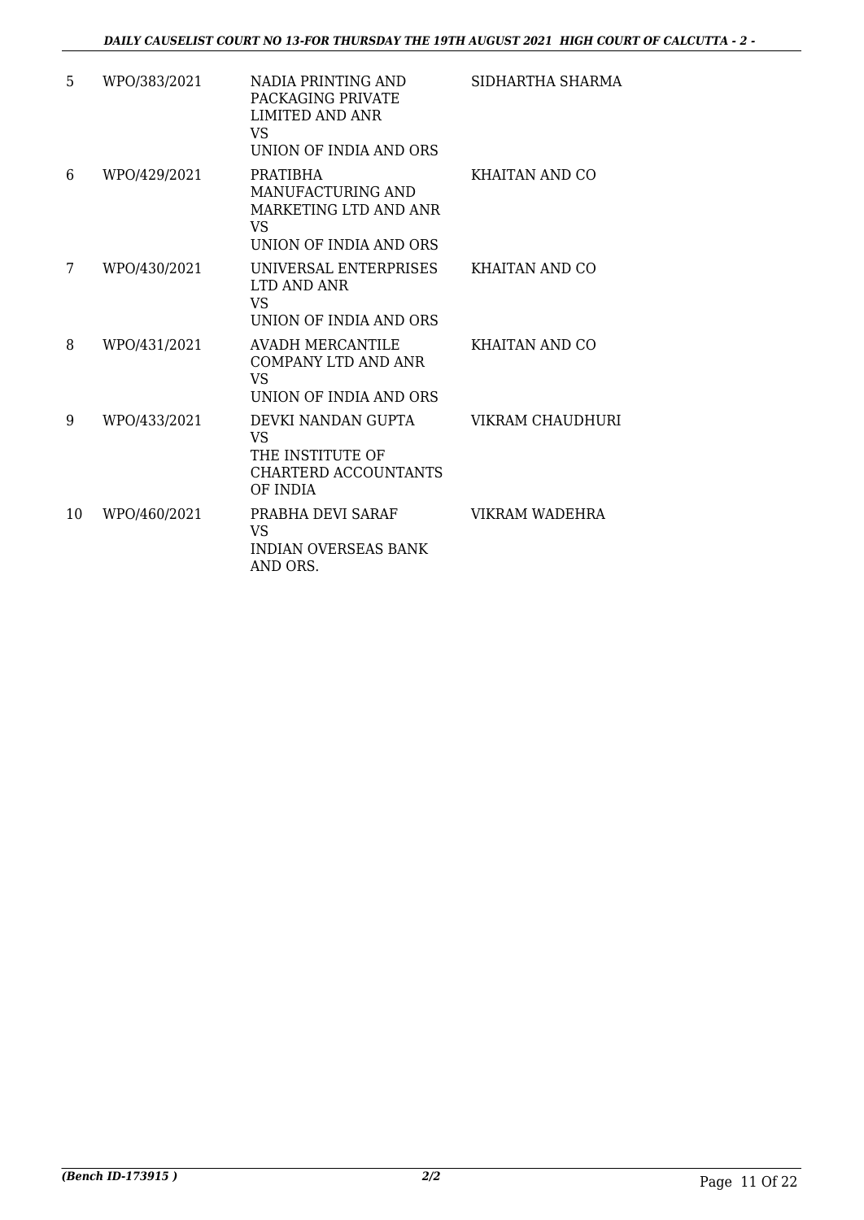| | | | |
|---|---|---|---|
| 5 | WPO/383/2021 | NADIA PRINTING AND PACKAGING PRIVATE LIMITED AND ANR<br>VS<br>UNION OF INDIA AND ORS | SIDHARTHA SHARMA |
| 6 | WPO/429/2021 | PRATIBHA MANUFACTURING AND MARKETING LTD AND ANR<br>VS<br>UNION OF INDIA AND ORS | KHAITAN AND CO |
| 7 | WPO/430/2021 | UNIVERSAL ENTERPRISES LTD AND ANR<br>VS<br>UNION OF INDIA AND ORS | KHAITAN AND CO |
| 8 | WPO/431/2021 | AVADH MERCANTILE COMPANY LTD AND ANR<br>VS<br>UNION OF INDIA AND ORS | KHAITAN AND CO |
| 9 | WPO/433/2021 | DEVKI NANDAN GUPTA<br>VS<br>THE INSTITUTE OF CHARTERD ACCOUNTANTS OF INDIA | VIKRAM CHAUDHURI |
| 10 | WPO/460/2021 | PRABHA DEVI SARAF<br>VS<br>INDIAN OVERSEAS BANK AND ORS. | VIKRAM WADEHRA |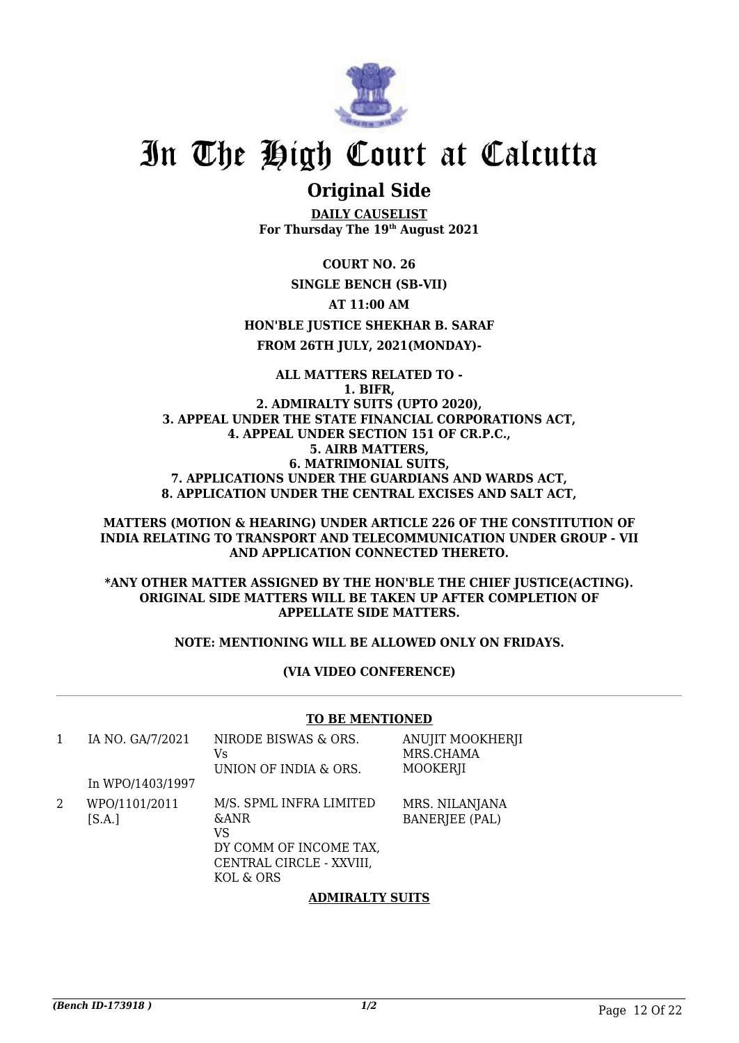# In The High Court at Calcutta

## Original Side

**DAILY CAUSELIST**
**For Thursday The 19th August 2021**

**COURT NO. 26**

**SINGLE BENCH (SB-VII)**

**AT 11:00 AM**

**HON'BLE JUSTICE SHEKHAR B. SARAF**

**FROM 26TH JULY, 2021(MONDAY)-**

**ALL MATTERS RELATED TO -**
**1. BIFR,**
**2. ADMIRALTY SUITS (UPTO 2020),**
**3. APPEAL UNDER THE STATE FINANCIAL CORPORATIONS ACT,**
**4. APPEAL UNDER SECTION 151 OF CR.P.C.,**
**5. AIRB MATTERS,**
**6. MATRIMONIAL SUITS,**
**7. APPLICATIONS UNDER THE GUARDIANS AND WARDS ACT,**
**8. APPLICATION UNDER THE CENTRAL EXCISES AND SALT ACT,**

**MATTERS (MOTION & HEARING) UNDER ARTICLE 226 OF THE CONSTITUTION OF INDIA RELATING TO TRANSPORT AND TELECOMMUNICATION UNDER GROUP - VII AND APPLICATION CONNECTED THERETO.**

**\*ANY OTHER MATTER ASSIGNED BY THE HON'BLE THE CHIEF JUSTICE(ACTING). ORIGINAL SIDE MATTERS WILL BE TAKEN UP AFTER COMPLETION OF APPELLATE SIDE MATTERS.**

**NOTE: MENTIONING WILL BE ALLOWED ONLY ON FRIDAYS.**

**(VIA VIDEO CONFERENCE)**

---

**TO BE MENTIONED**

| | | | |
|---|---|---|---|
| 1 | IA NO. GA/7/2021<br><br>In WPO/1403/1997 | NIRODE BISWAS & ORS.<br>Vs<br>UNION OF INDIA & ORS. | ANUJIT MOOKHERJI<br>MRS.CHAMA<br>MOOKERJI |
| 2 | WPO/1101/2011<br>[S.A.] | M/S. SPML INFRA LIMITED<br>&ANR<br>VS<br>DY COMM OF INCOME TAX,<br>CENTRAL CIRCLE - XXVIII,<br>KOL & ORS | MRS. NILANJANA<br>BANERJEE (PAL) |

**ADMIRALTY SUITS**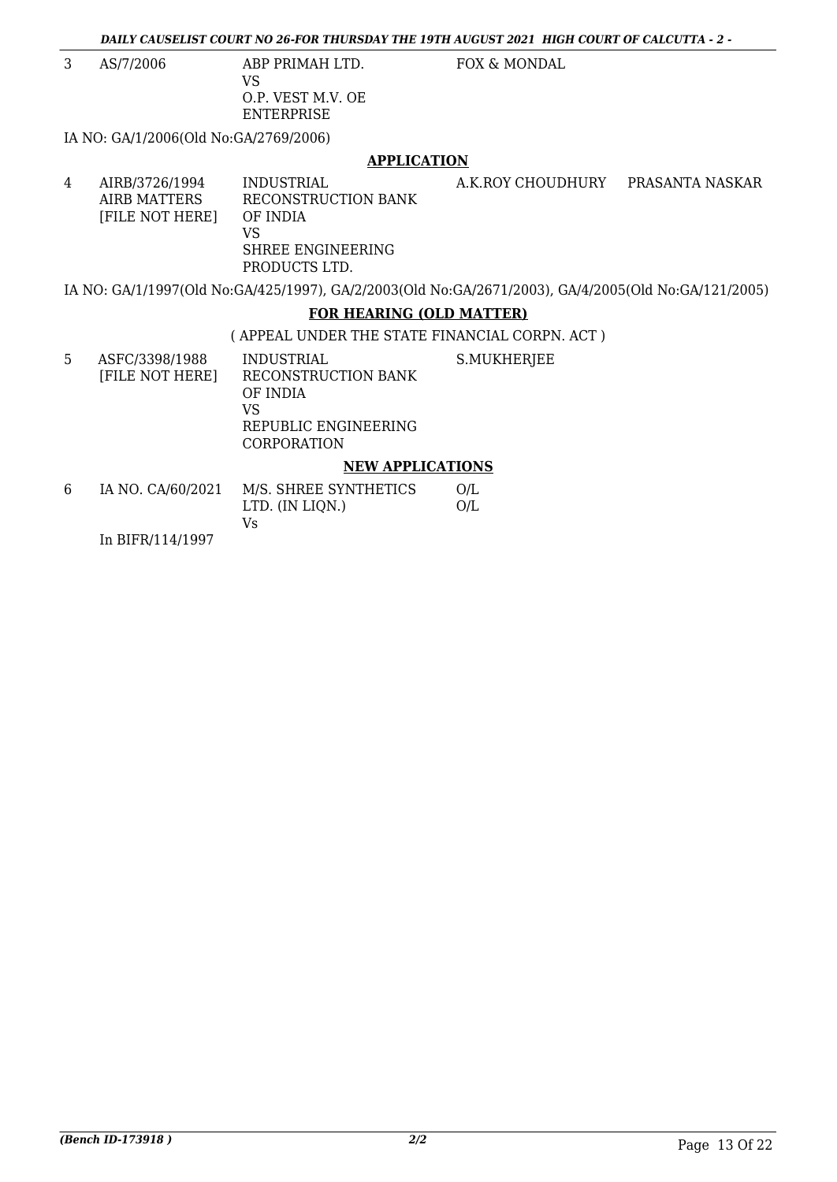| | | | | |
|---|---|---|---|---|
| 3 | AS/7/2006 | ABP PRIMAH LTD.<br>VS<br>O.P. VEST M.V. OE ENTERPRISE | FOX & MONDAL | |

IA NO: GA/1/2006(Old No:GA/2769/2006)

**APPLICATION**

| | | | | |
|---|---|---|---|---|
| 4 | AIRB/3726/1994<br>AIRB MATTERS<br>[FILE NOT HERE] | INDUSTRIAL RECONSTRUCTION BANK OF INDIA<br>VS<br>SHREE ENGINEERING PRODUCTS LTD. | A.K.ROY CHOUDHURY | PRASANTA NASKAR |

IA NO: GA/1/1997(Old No:GA/425/1997), GA/2/2003(Old No:GA/2671/2003), GA/4/2005(Old No:GA/121/2005)

**FOR HEARING (OLD MATTER)**

( APPEAL UNDER THE STATE FINANCIAL CORPN. ACT )

| | | | | |
|---|---|---|---|---|
| 5 | ASFC/3398/1988<br>[FILE NOT HERE] | INDUSTRIAL RECONSTRUCTION BANK OF INDIA<br>VS<br>REPUBLIC ENGINEERING CORPORATION | S.MUKHERJEE | |

**NEW APPLICATIONS**

| | | | | |
|---|---|---|---|---|
| 6 | IA NO. CA/60/2021<br><br>In BIFR/114/1997 | M/S. SHREE SYNTHETICS LTD. (IN LIQN.)<br>Vs | O/L<br>O/L | |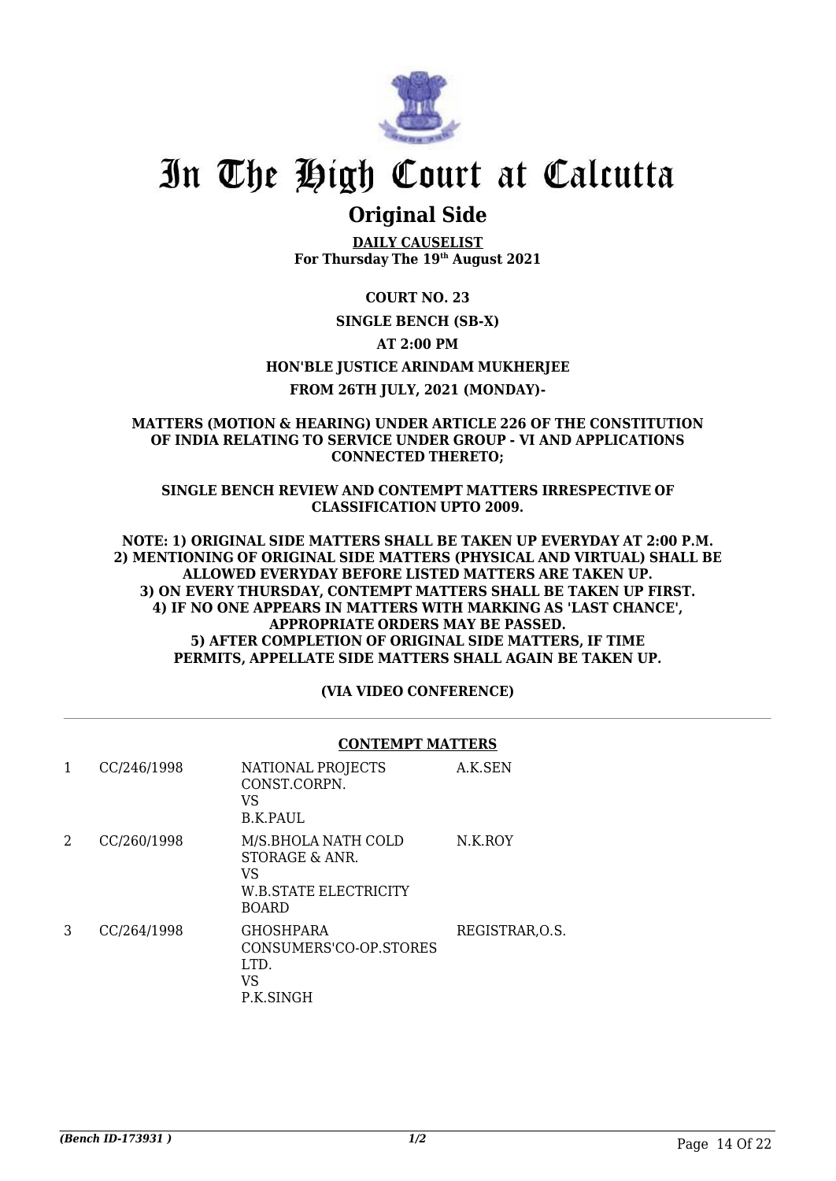# In The High Court at Calcutta

## Original Side

**DAILY CAUSELIST**
**For Thursday The 19th August 2021**

**COURT NO. 23**

**SINGLE BENCH (SB-X)**

**AT 2:00 PM**

**HON'BLE JUSTICE ARINDAM MUKHERJEE**

**FROM 26TH JULY, 2021 (MONDAY)-**

**MATTERS (MOTION & HEARING) UNDER ARTICLE 226 OF THE CONSTITUTION OF INDIA RELATING TO SERVICE UNDER GROUP - VI AND APPLICATIONS CONNECTED THERETO;**

**SINGLE BENCH REVIEW AND CONTEMPT MATTERS IRRESPECTIVE OF CLASSIFICATION UPTO 2009.**

**NOTE: 1) ORIGINAL SIDE MATTERS SHALL BE TAKEN UP EVERYDAY AT 2:00 P.M.**
**2) MENTIONING OF ORIGINAL SIDE MATTERS (PHYSICAL AND VIRTUAL) SHALL BE ALLOWED EVERYDAY BEFORE LISTED MATTERS ARE TAKEN UP.**
**3) ON EVERY THURSDAY, CONTEMPT MATTERS SHALL BE TAKEN UP FIRST.**
**4) IF NO ONE APPEARS IN MATTERS WITH MARKING AS 'LAST CHANCE', APPROPRIATE ORDERS MAY BE PASSED.**
**5) AFTER COMPLETION OF ORIGINAL SIDE MATTERS, IF TIME PERMITS, APPELLATE SIDE MATTERS SHALL AGAIN BE TAKEN UP.**

**(VIA VIDEO CONFERENCE)**

**CONTEMPT MATTERS**

| | | | |
|---|---|---|---|
| 1 | CC/246/1998 | NATIONAL PROJECTS CONST.CORPN.<br>VS<br>B.K.PAUL | A.K.SEN |
| 2 | CC/260/1998 | M/S.BHOLA NATH COLD STORAGE & ANR.<br>VS<br>W.B.STATE ELECTRICITY BOARD | N.K.ROY |
| 3 | CC/264/1998 | GHOSHPARA CONSUMERS'CO-OP.STORES LTD.<br>VS<br>P.K.SINGH | REGISTRAR,O.S. |

*(Bench ID-173931 )*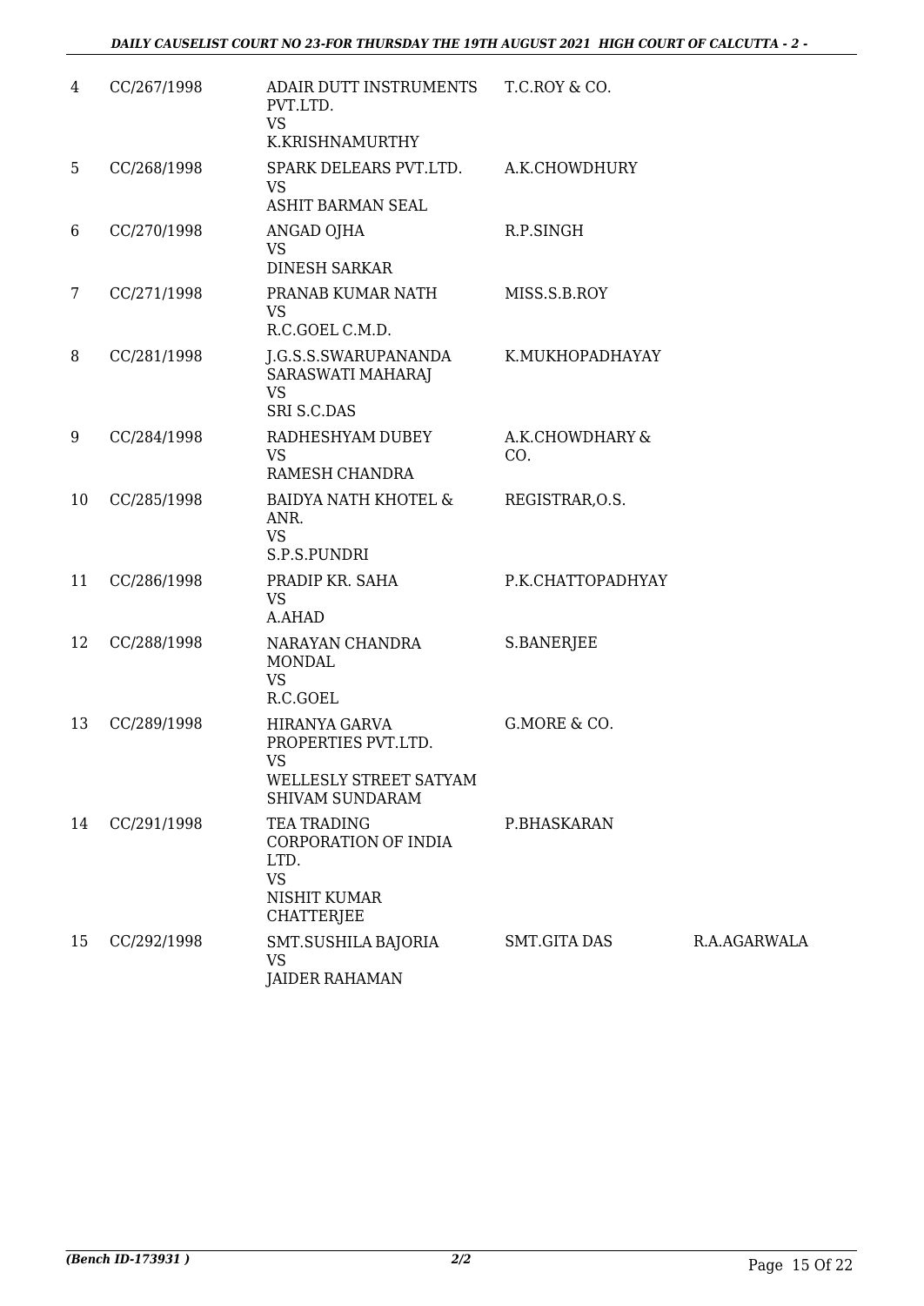| | | | | |
|---|---|---|---|---|
| 4 | CC/267/1998 | ADAIR DUTT INSTRUMENTS PVT.LTD.<br>VS<br>K.KRISHNAMURTHY | T.C.ROY & CO. | |
| 5 | CC/268/1998 | SPARK DELEARS PVT.LTD.<br>VS<br>ASHIT BARMAN SEAL | A.K.CHOWDHURY | |
| 6 | CC/270/1998 | ANGAD OJHA<br>VS<br>DINESH SARKAR | R.P.SINGH | |
| 7 | CC/271/1998 | PRANAB KUMAR NATH<br>VS<br>R.C.GOEL C.M.D. | MISS.S.B.ROY | |
| 8 | CC/281/1998 | J.G.S.S.SWARUPANANDA SARASWATI MAHARAJ<br>VS<br>SRI S.C.DAS | K.MUKHOPADHAYAY | |
| 9 | CC/284/1998 | RADHESHYAM DUBEY<br>VS<br>RAMESH CHANDRA | A.K.CHOWDHARY & CO. | |
| 10 | CC/285/1998 | BAIDYA NATH KHOTEL & ANR.<br>VS<br>S.P.S.PUNDRI | REGISTRAR,O.S. | |
| 11 | CC/286/1998 | PRADIP KR. SAHA<br>VS<br>A.AHAD | P.K.CHATTOPADHYAY | |
| 12 | CC/288/1998 | NARAYAN CHANDRA MONDAL<br>VS<br>R.C.GOEL | S.BANERJEE | |
| 13 | CC/289/1998 | HIRANYA GARVA PROPERTIES PVT.LTD.<br>VS<br>WELLESLY STREET SATYAM SHIVAM SUNDARAM | G.MORE & CO. | |
| 14 | CC/291/1998 | TEA TRADING CORPORATION OF INDIA LTD.<br>VS<br>NISHIT KUMAR CHATTERJEE | P.BHASKARAN | |
| 15 | CC/292/1998 | SMT.SUSHILA BAJORIA<br>VS<br>JAIDER RAHAMAN | SMT.GITA DAS | R.A.AGARWALA |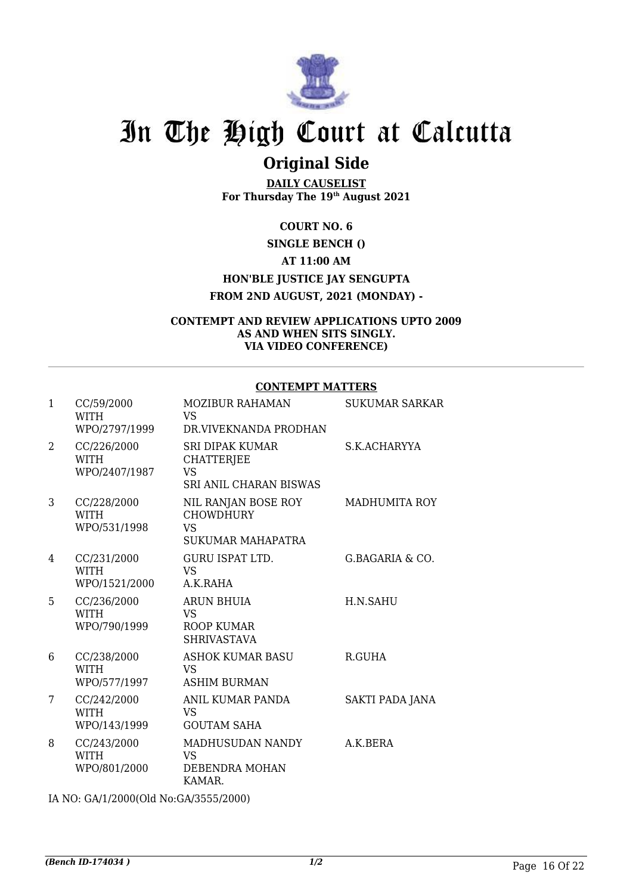# In The High Court at Calcutta

## Original Side

**DAILY CAUSELIST**
**For Thursday The 19th August 2021**

**COURT NO. 6**

**SINGLE BENCH ()**

**AT 11:00 AM**

**HON'BLE JUSTICE JAY SENGUPTA**

**FROM 2ND AUGUST, 2021 (MONDAY) -**

**CONTEMPT AND REVIEW APPLICATIONS UPTO 2009 AS AND WHEN SITS SINGLY. VIA VIDEO CONFERENCE)**

**CONTEMPT MATTERS**

| | | | |
|---|---|---|---|
| 1 | CC/59/2000 WITH WPO/2797/1999 | MOZIBUR RAHAMAN VS DR.VIVEKNANDA PRODHAN | SUKUMAR SARKAR |
| 2 | CC/226/2000 WITH WPO/2407/1987 | SRI DIPAK KUMAR CHATTERJEE VS SRI ANIL CHARAN BISWAS | S.K.ACHARYYA |
| 3 | CC/228/2000 WITH WPO/531/1998 | NIL RANJAN BOSE ROY CHOWDHURY VS SUKUMAR MAHAPATRA | MADHUMITA ROY |
| 4 | CC/231/2000 WITH WPO/1521/2000 | GURU ISPAT LTD. VS A.K.RAHA | G.BAGARIA & CO. |
| 5 | CC/236/2000 WITH WPO/790/1999 | ARUN BHUIA VS ROOP KUMAR SHRIVASTAVA | H.N.SAHU |
| 6 | CC/238/2000 WITH WPO/577/1997 | ASHOK KUMAR BASU VS ASHIM BURMAN | R.GUHA |
| 7 | CC/242/2000 WITH WPO/143/1999 | ANIL KUMAR PANDA VS GOUTAM SAHA | SAKTI PADA JANA |
| 8 | CC/243/2000 WITH WPO/801/2000 | MADHUSUDAN NANDY VS DEBENDRA MOHAN KAMAR. | A.K.BERA |

IA NO: GA/1/2000(Old No:GA/3555/2000)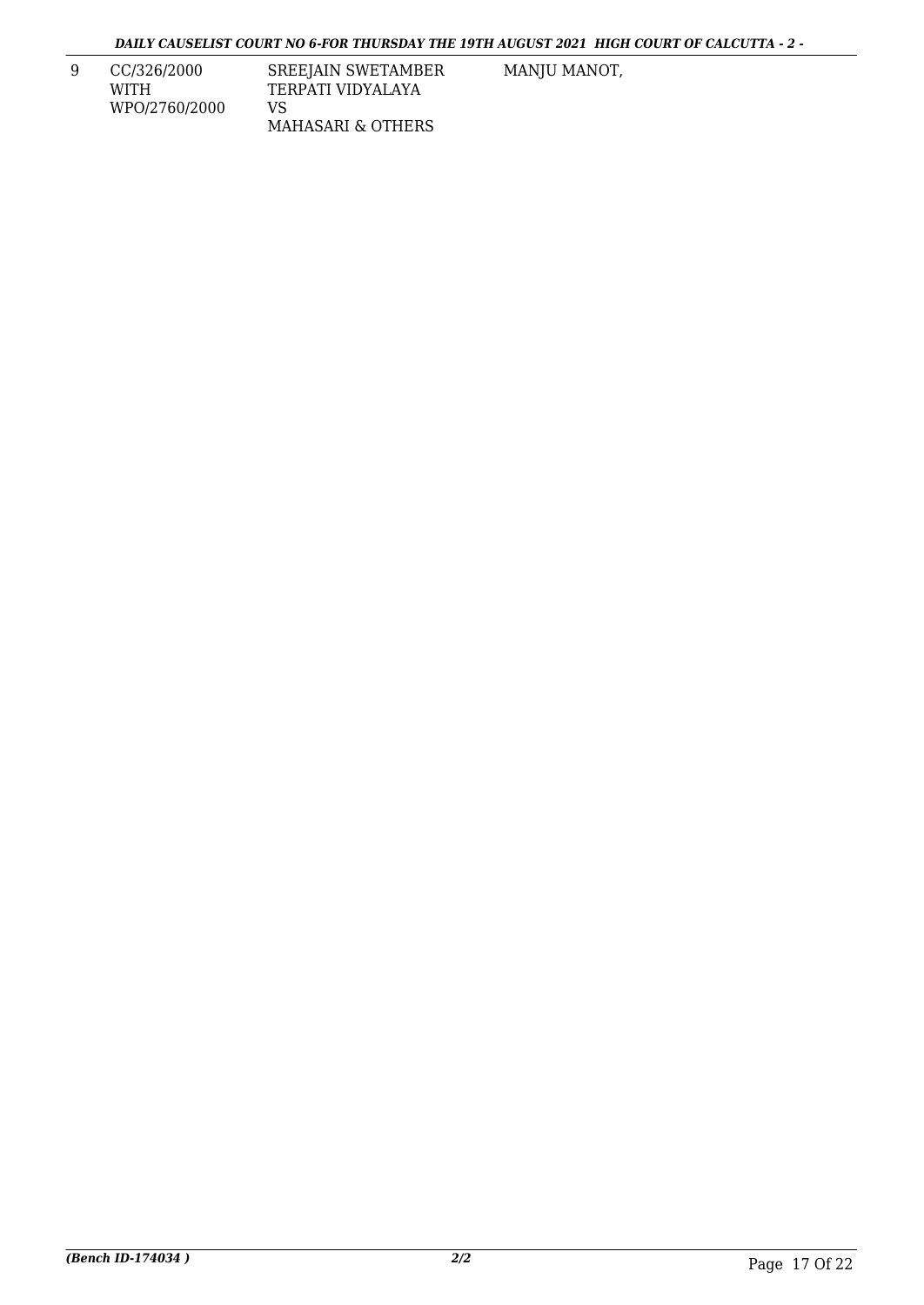| 9 | CC/326/2000<br>WITH<br>WPO/2760/2000 | SREEJAIN SWETAMBER<br>TERPATI VIDYALAYA<br>VS<br>MAHASARI & OTHERS | MANJU MANOT, |
|---|---|---|---|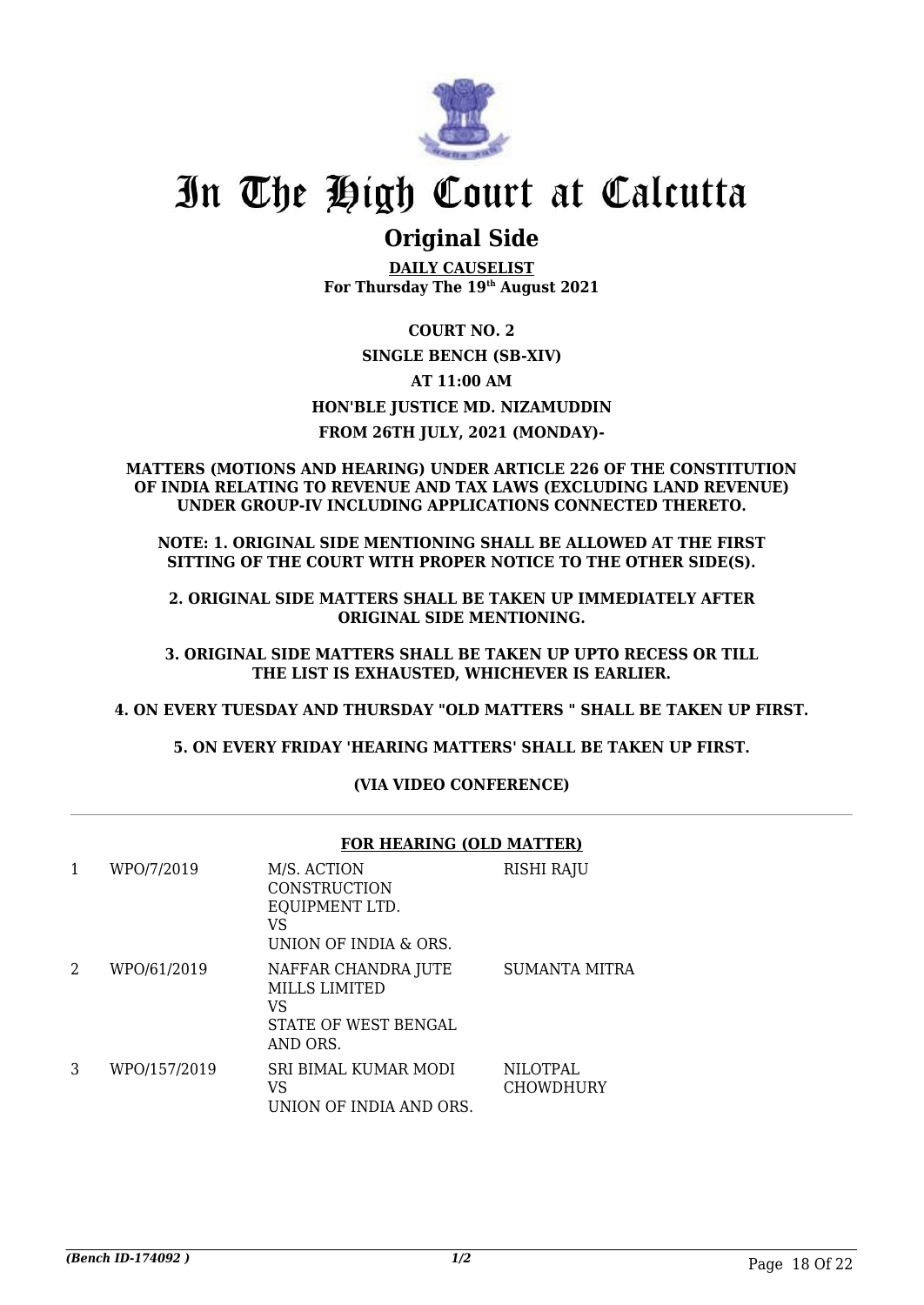# In The High Court at Calcutta

## Original Side

**DAILY CAUSELIST**
**For Thursday The 19th August 2021**

**COURT NO. 2**

**SINGLE BENCH (SB-XIV)**

**AT 11:00 AM**

**HON'BLE JUSTICE MD. NIZAMUDDIN**

**FROM 26TH JULY, 2021 (MONDAY)-**

**MATTERS (MOTIONS AND HEARING) UNDER ARTICLE 226 OF THE CONSTITUTION OF INDIA RELATING TO REVENUE AND TAX LAWS (EXCLUDING LAND REVENUE) UNDER GROUP-IV INCLUDING APPLICATIONS CONNECTED THERETO.**

**NOTE: 1. ORIGINAL SIDE MENTIONING SHALL BE ALLOWED AT THE FIRST SITTING OF THE COURT WITH PROPER NOTICE TO THE OTHER SIDE(S).**

**2. ORIGINAL SIDE MATTERS SHALL BE TAKEN UP IMMEDIATELY AFTER ORIGINAL SIDE MENTIONING.**

**3. ORIGINAL SIDE MATTERS SHALL BE TAKEN UP UPTO RECESS OR TILL THE LIST IS EXHAUSTED, WHICHEVER IS EARLIER.**

**4. ON EVERY TUESDAY AND THURSDAY "OLD MATTERS " SHALL BE TAKEN UP FIRST.**

**5. ON EVERY FRIDAY 'HEARING MATTERS' SHALL BE TAKEN UP FIRST.**

**(VIA VIDEO CONFERENCE)**

**FOR HEARING (OLD MATTER)**

| | | | |
|---|---|---|---|
| 1 | WPO/7/2019 | M/S. ACTION CONSTRUCTION EQUIPMENT LTD.<br>VS<br>UNION OF INDIA & ORS. | RISHI RAJU |
| 2 | WPO/61/2019 | NAFFAR CHANDRA JUTE MILLS LIMITED<br>VS<br>STATE OF WEST BENGAL AND ORS. | SUMANTA MITRA |
| 3 | WPO/157/2019 | SRI BIMAL KUMAR MODI<br>VS<br>UNION OF INDIA AND ORS. | NILOTPAL CHOWDHURY |

*(Bench ID-174092 )*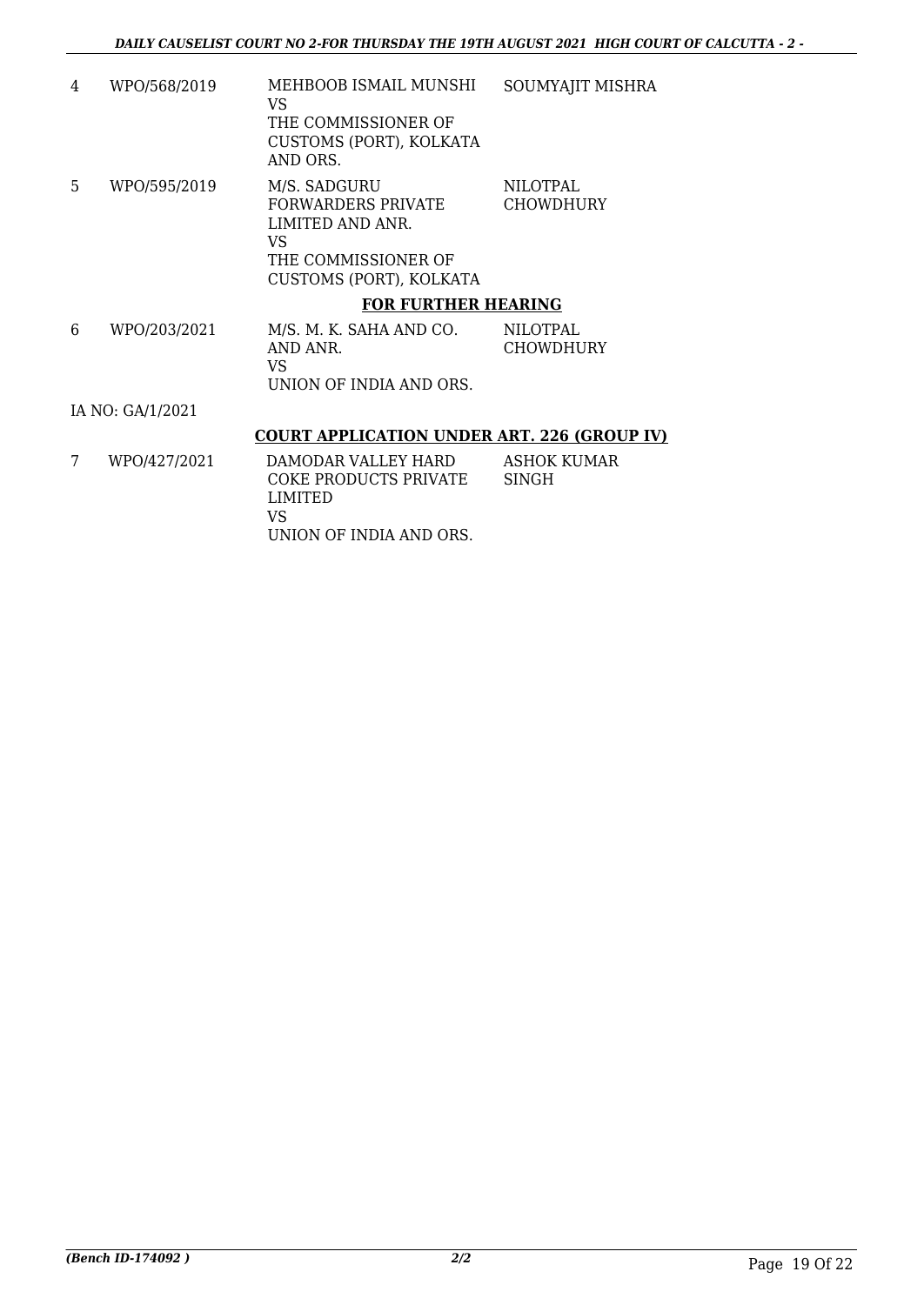| | | | |
|---|---|---|---|
| 4 | WPO/568/2019 | MEHBOOB ISMAIL MUNSHI VS THE COMMISSIONER OF CUSTOMS (PORT), KOLKATA AND ORS. | SOUMYAJIT MISHRA |
| 5 | WPO/595/2019 | M/S. SADGURU FORWARDERS PRIVATE LIMITED AND ANR. VS THE COMMISSIONER OF CUSTOMS (PORT), KOLKATA | NILOTPAL CHOWDHURY |

**FOR FURTHER HEARING**

| | | | |
|---|---|---|---|
| 6 | WPO/203/2021 | M/S. M. K. SAHA AND CO. AND ANR. VS UNION OF INDIA AND ORS. | NILOTPAL CHOWDHURY |

IA NO: GA/1/2021

**COURT APPLICATION UNDER ART. 226 (GROUP IV)**

| | | | |
|---|---|---|---|
| 7 | WPO/427/2021 | DAMODAR VALLEY HARD COKE PRODUCTS PRIVATE LIMITED VS UNION OF INDIA AND ORS. | ASHOK KUMAR SINGH |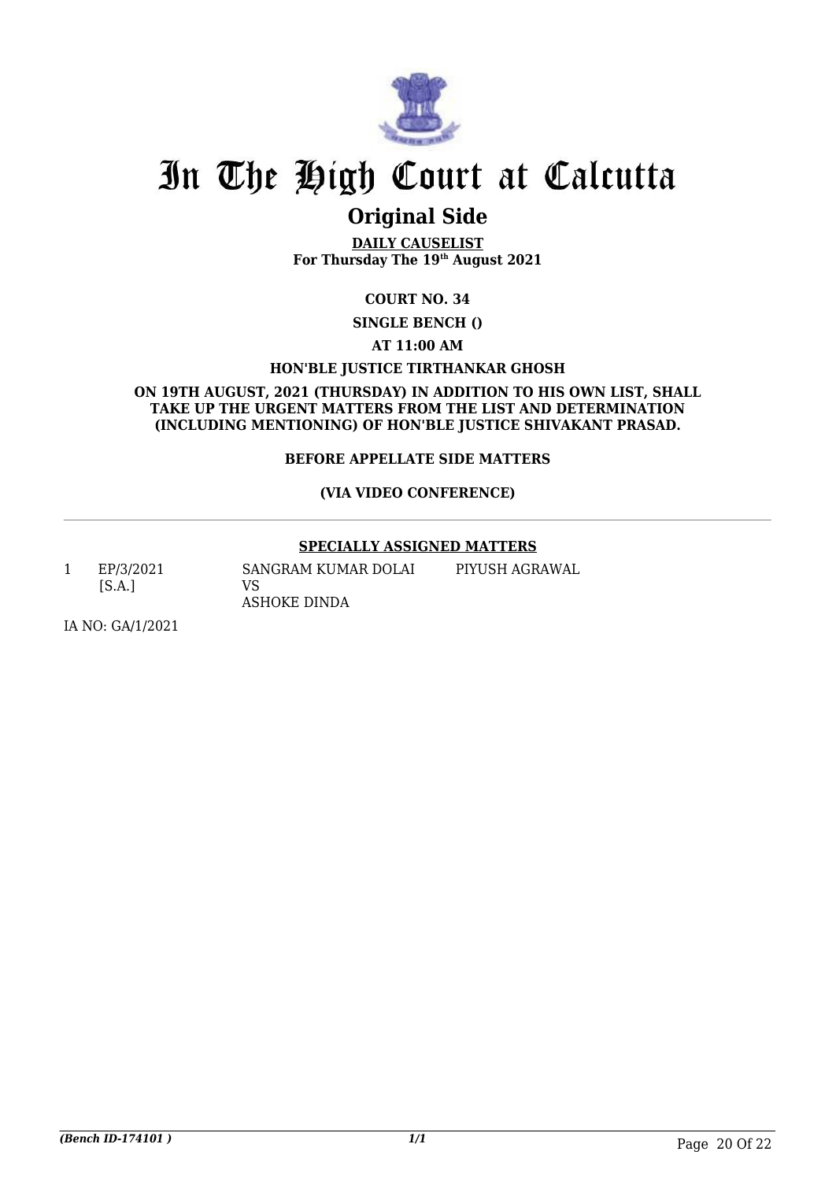# In The High Court at Calcutta

## Original Side

**DAILY CAUSELIST**
**For Thursday The 19th August 2021**

**COURT NO. 34**

**SINGLE BENCH ()**

**AT 11:00 AM**

**HON'BLE JUSTICE TIRTHANKAR GHOSH**

**ON 19TH AUGUST, 2021 (THURSDAY) IN ADDITION TO HIS OWN LIST, SHALL TAKE UP THE URGENT MATTERS FROM THE LIST AND DETERMINATION (INCLUDING MENTIONING) OF HON'BLE JUSTICE SHIVAKANT PRASAD.**

**BEFORE APPELLATE SIDE MATTERS**

**(VIA VIDEO CONFERENCE)**

---

**SPECIALLY ASSIGNED MATTERS**

| | | | |
|---|---|---|---|
| 1 | EP/3/2021 [S.A.] | SANGRAM KUMAR DOLAI VS ASHOKE DINDA | PIYUSH AGRAWAL |

IA NO: GA/1/2021

*(Bench ID-174101 )*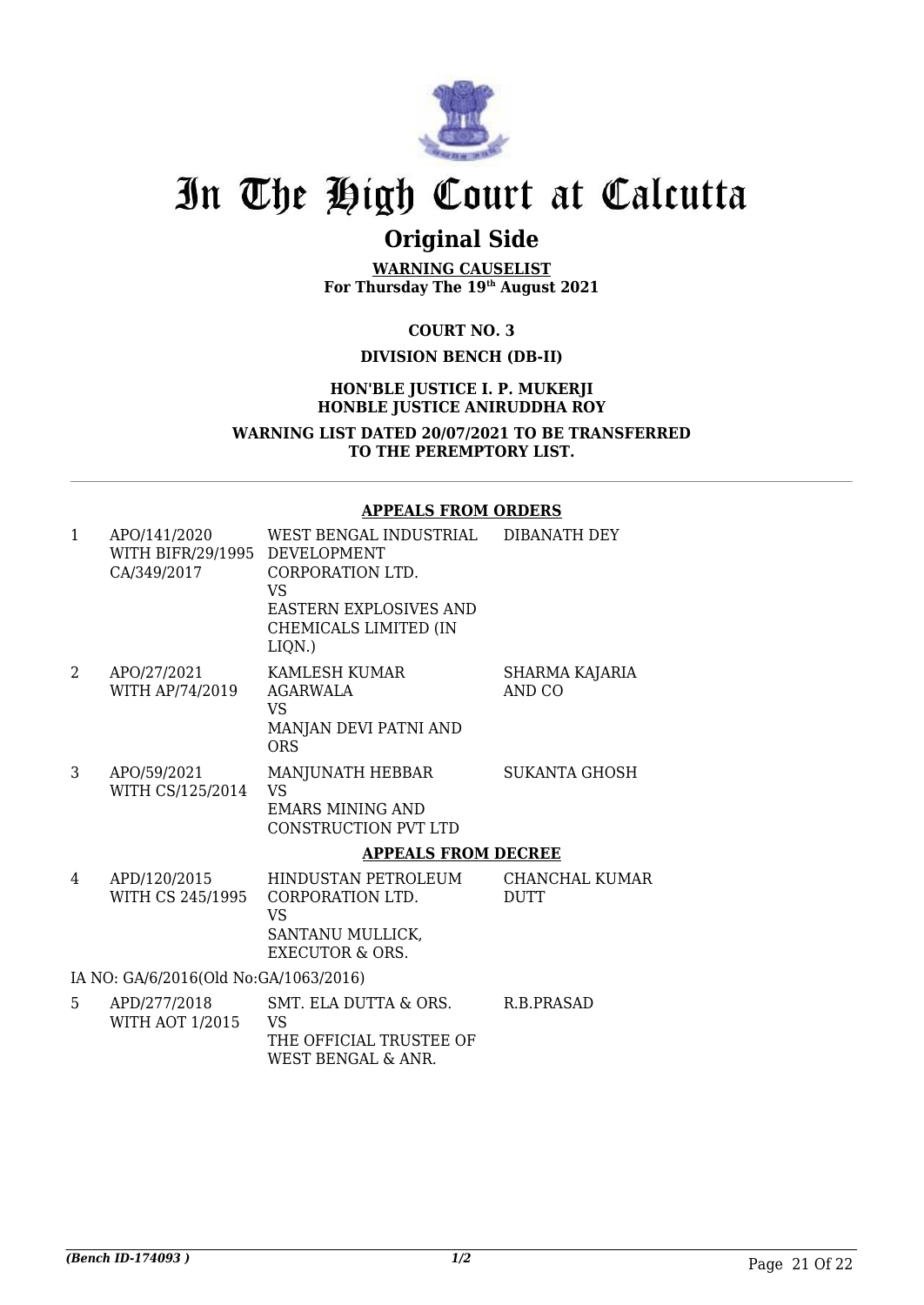# In The High Court at Calcutta

## Original Side

**WARNING CAUSELIST**
**For Thursday The 19th August 2021**

**COURT NO. 3**

**DIVISION BENCH (DB-II)**

**HON'BLE JUSTICE I. P. MUKERJI**
**HONBLE JUSTICE ANIRUDDHA ROY**

**WARNING LIST DATED 20/07/2021 TO BE TRANSFERRED TO THE PEREMPTORY LIST.**

**APPEALS FROM ORDERS**

| | | | |
|---|---|---|---|
| 1 | APO/141/2020 WITH BIFR/29/1995 CA/349/2017 | WEST BENGAL INDUSTRIAL DEVELOPMENT CORPORATION LTD. VS EASTERN EXPLOSIVES AND CHEMICALS LIMITED (IN LIQN.) | DIBANATH DEY |
| 2 | APO/27/2021 WITH AP/74/2019 | KAMLESH KUMAR AGARWALA VS MANJAN DEVI PATNI AND ORS | SHARMA KAJARIA AND CO |
| 3 | APO/59/2021 WITH CS/125/2014 | MANJUNATH HEBBAR VS EMARS MINING AND CONSTRUCTION PVT LTD | SUKANTA GHOSH |

**APPEALS FROM DECREE**

| | | | |
|---|---|---|---|
| 4 | APD/120/2015 WITH CS 245/1995 | HINDUSTAN PETROLEUM CORPORATION LTD. VS SANTANU MULLICK, EXECUTOR & ORS. | CHANCHAL KUMAR DUTT |
| | IA NO: GA/6/2016(Old No:GA/1063/2016) | | |
| 5 | APD/277/2018 WITH AOT 1/2015 | SMT. ELA DUTTA & ORS. VS THE OFFICIAL TRUSTEE OF WEST BENGAL & ANR. | R.B.PRASAD |

*(Bench ID-174093 )*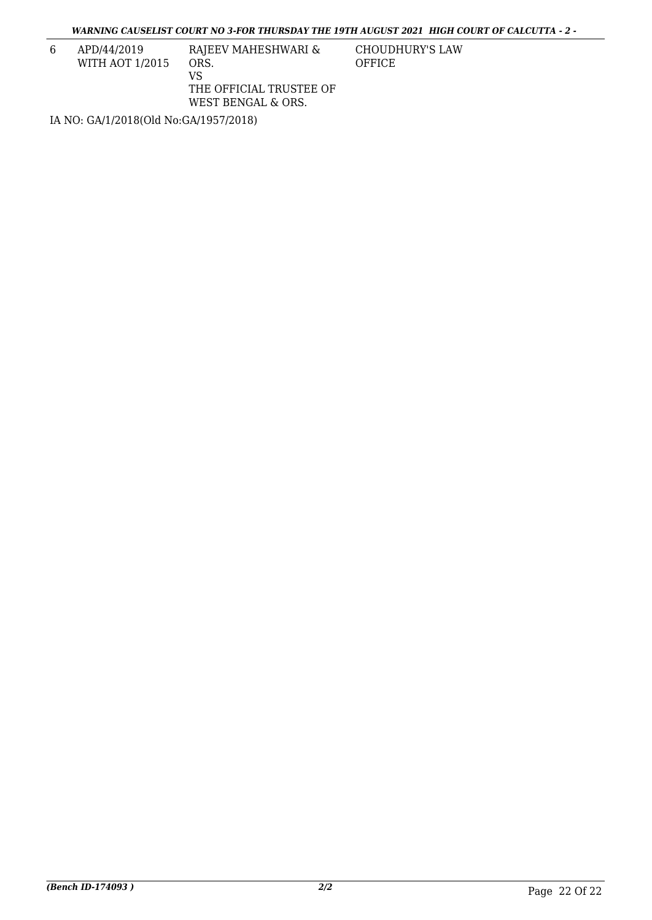| 6 | APD/44/2019<br>WITH AOT 1/2015 | RAJEEV MAHESHWARI & ORS.<br>VS<br>THE OFFICIAL TRUSTEE OF WEST BENGAL & ORS. | CHOUDHURY'S LAW OFFICE |
|---|---|---|---|

IA NO: GA/1/2018(Old No:GA/1957/2018)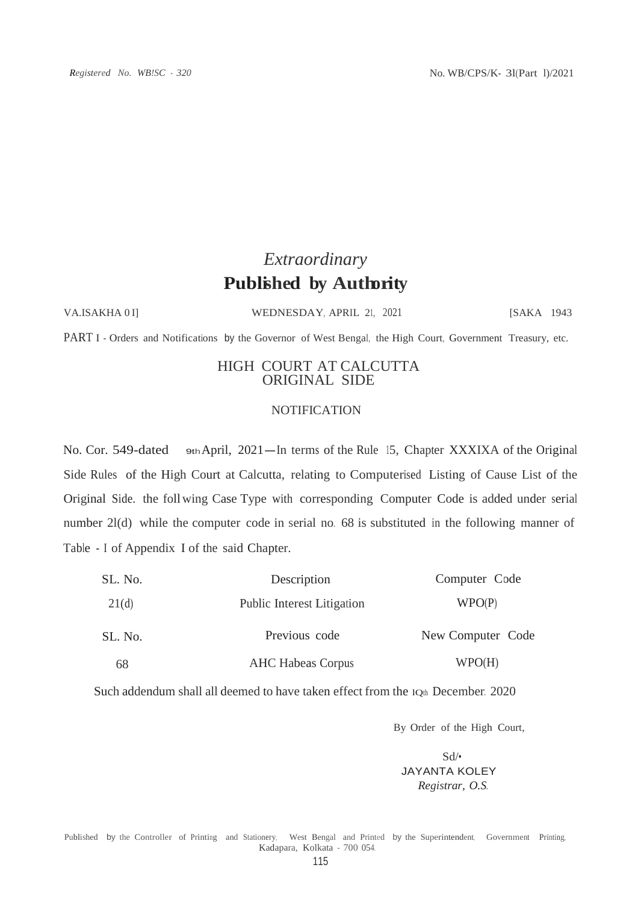*Registered No. WB!SC - 320*

No. WB/CPS/K- 3l(Part l)/2021

*Extraordinary*

**Published by Authority**

VA.ISAKHA 0 I] WEDNESDAY, APRIL 21, 2021 [SAKA 1943

PART I - Orders and Notifications by the Governor of West Bengal, the High Court, Government Treasury, etc.

## HIGH COURT AT CALCUTTA ORIGINAL SIDE

### NOTIFICATION

No. Cor. 549-dated 9th April, 2021—In terms of the Rule 15, Chapter XXXIXA of the Original Side Rules of the High Court at Calcutta, relating to Computerised Listing of Cause List of the Original Side. the foll wing Case Type with corresponding Computer Code is added under serial number 2l(d) while the computer code in serial no. 68 is substituted in the following manner of Table - I of Appendix I of the said Chapter.

| SL. No. | Description | Computer Code |
|---|---|---|
| 21(d) | Public Interest Litigation | WPO(P) |

| SL. No. | Previous code | New Computer Code |
|---|---|---|
| 68 | AHC Habeas Corpus | WPO(H) |

Such addendum shall all deemed to have taken effect from the 1Qth December. 2020

By Order of the High Court,

Sd/•
JAYANTA KOLEY
*Registrar, O.S.*

Published by the Controller of Printing and Stationery, West Bengal and Printed by the Superintendent, Government Printing, Kadapara, Kolkata - 700 054.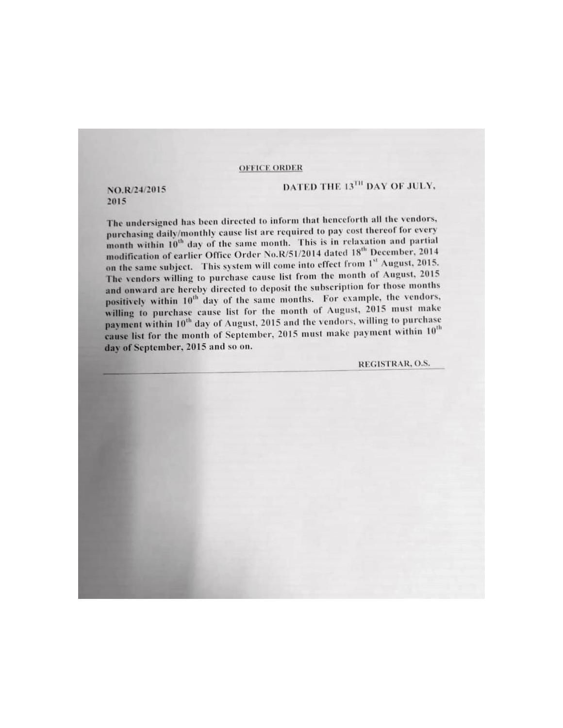**<u>OFFICE ORDER</u>**

**NO.R/24/2015** **DATED THE 13TH DAY OF JULY, 2015**

**The undersigned has been directed to inform that henceforth all the vendors, purchasing daily/monthly cause list are required to pay cost thereof for every month within 10th day of the same month. This is in relaxation and partial modification of earlier Office Order No.R/51/2014 dated 18th December, 2014 on the same subject. This system will come into effect from 1st August, 2015. The vendors willing to purchase cause list from the month of August, 2015 and onward are hereby directed to deposit the subscription for those months positively within 10th day of the same months. For example, the vendors, willing to purchase cause list for the month of August, 2015 must make payment within 10th day of August, 2015 and the vendors, willing to purchase cause list for the month of September, 2015 must make payment within 10th day of September, 2015 and so on.**

**REGISTRAR, O.S.**